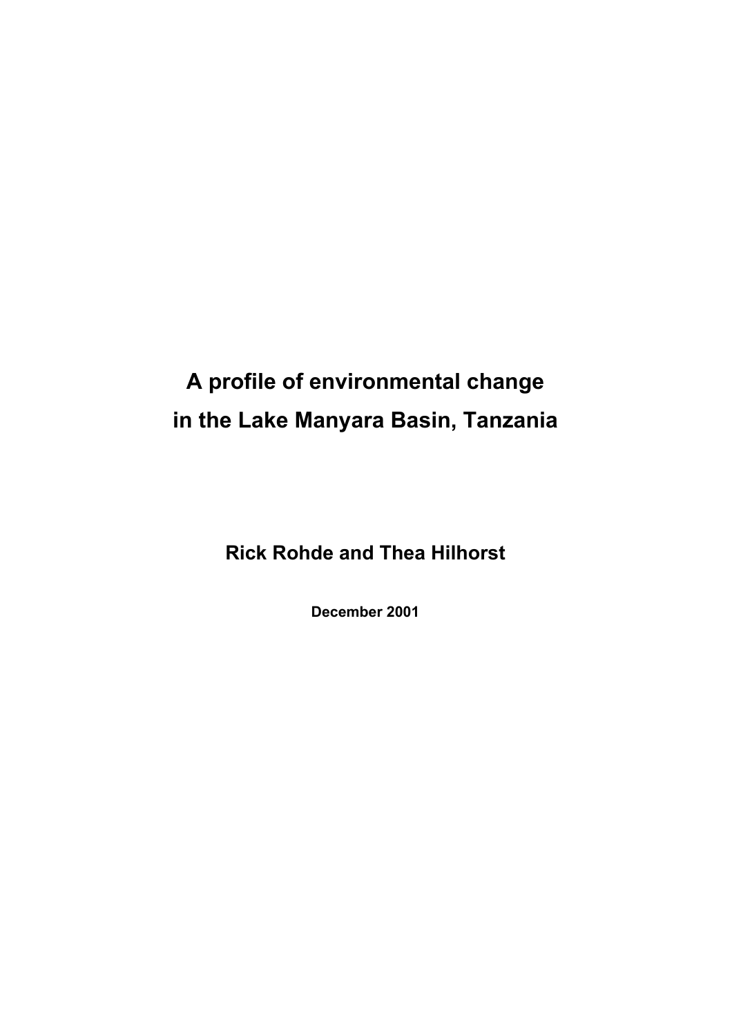# A profile of environmental change in the Lake Manyara Basin, Tanzania

**Rick Rohde and Thea Hilhorst**

**December 2001**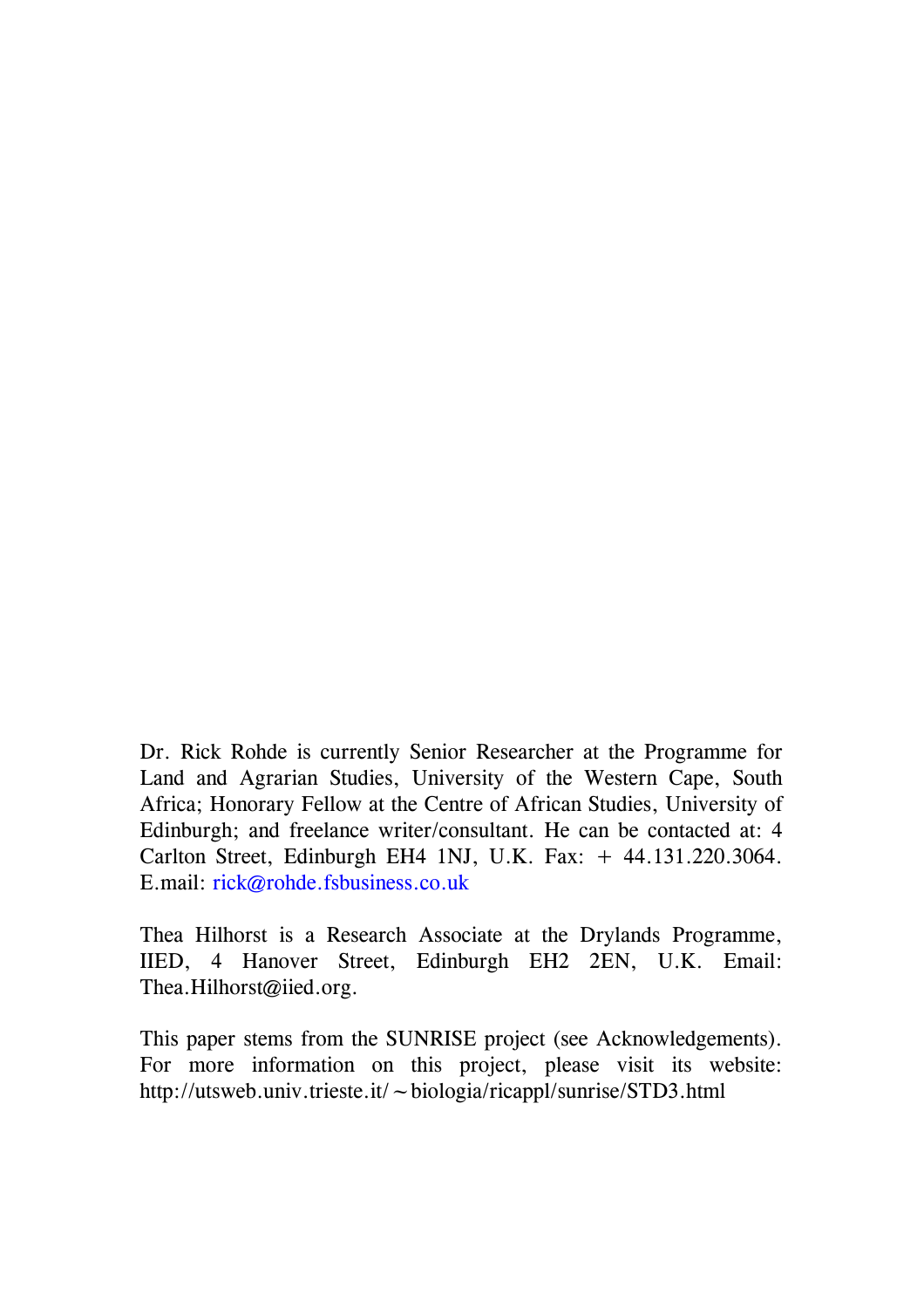Dr. Rick Rohde is currently Senior Researcher at the Programme for Land and Agrarian Studies, University of the Western Cape, South Africa; Honorary Fellow at the Centre of African Studies, University of Edinburgh; and freelance writer/consultant. He can be contacted at: 4 Carlton Street, Edinburgh EH4 1NJ, U.K. Fax: + 44.131.220.3064. E.mail: rick@rohde.fsbusiness.co.uk

Thea Hilhorst is a Research Associate at the Drylands Programme, IIED, 4 Hanover Street, Edinburgh EH2 2EN, U.K. Email: Thea.Hilhorst@iied.org.

This paper stems from the SUNRISE project (see Acknowledgements). For more information on this project, please visit its website: http://utsweb.univ.trieste.it/~biologia/ricappl/sunrise/STD3.html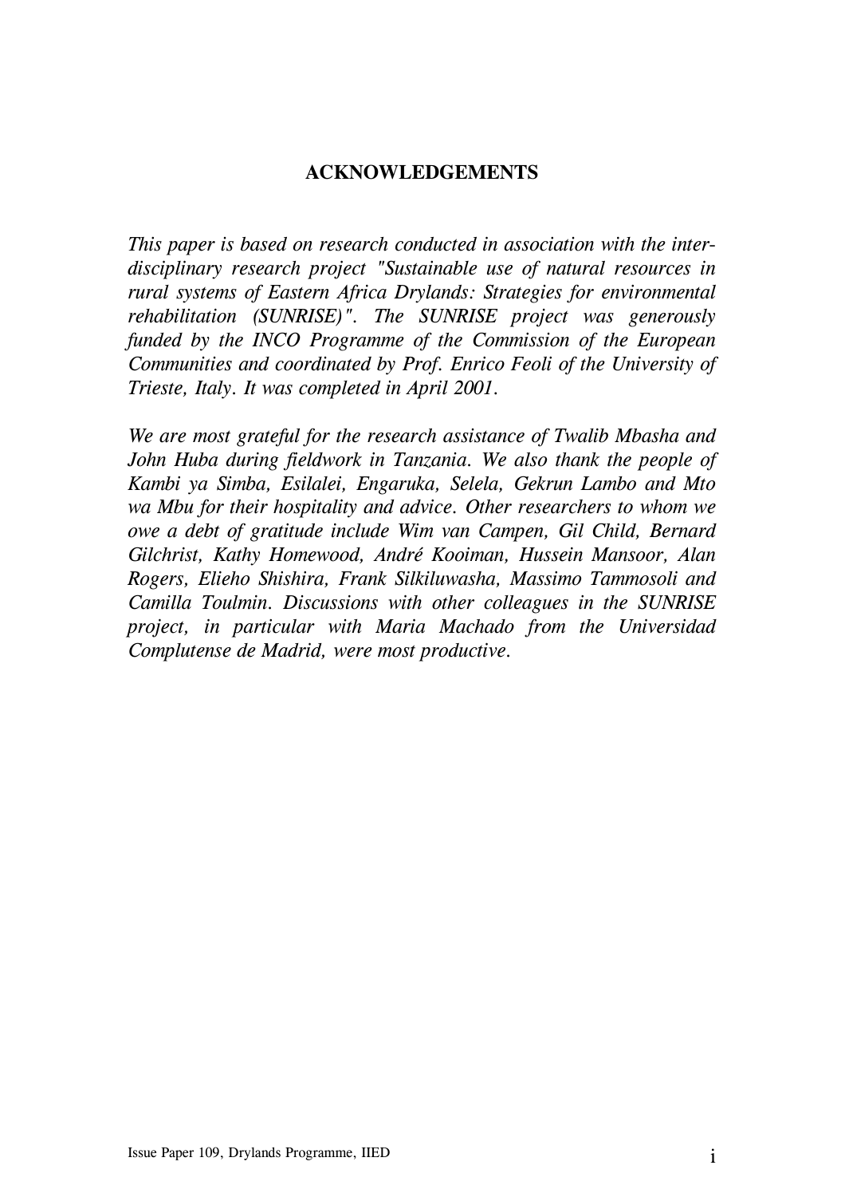## ACKNOWLEDGEMENTS

*This paper is based on research conducted in association with the inter-disciplinary research project "Sustainable use of natural resources in rural systems of Eastern Africa Drylands: Strategies for environmental rehabilitation (SUNRISE)". The SUNRISE project was generously funded by the INCO Programme of the Commission of the European Communities and coordinated by Prof. Enrico Feoli of the University of Trieste, Italy. It was completed in April 2001.*

*We are most grateful for the research assistance of Twalib Mbasha and John Huba during fieldwork in Tanzania. We also thank the people of Kambi ya Simba, Esilalei, Engaruka, Selela, Gekrun Lambo and Mto wa Mbu for their hospitality and advice. Other researchers to whom we owe a debt of gratitude include Wim van Campen, Gil Child, Bernard Gilchrist, Kathy Homewood, André Kooiman, Hussein Mansoor, Alan Rogers, Elieho Shishira, Frank Silkiluwasha, Massimo Tammosoli and Camilla Toulmin. Discussions with other colleagues in the SUNRISE project, in particular with Maria Machado from the Universidad Complutense de Madrid, were most productive.*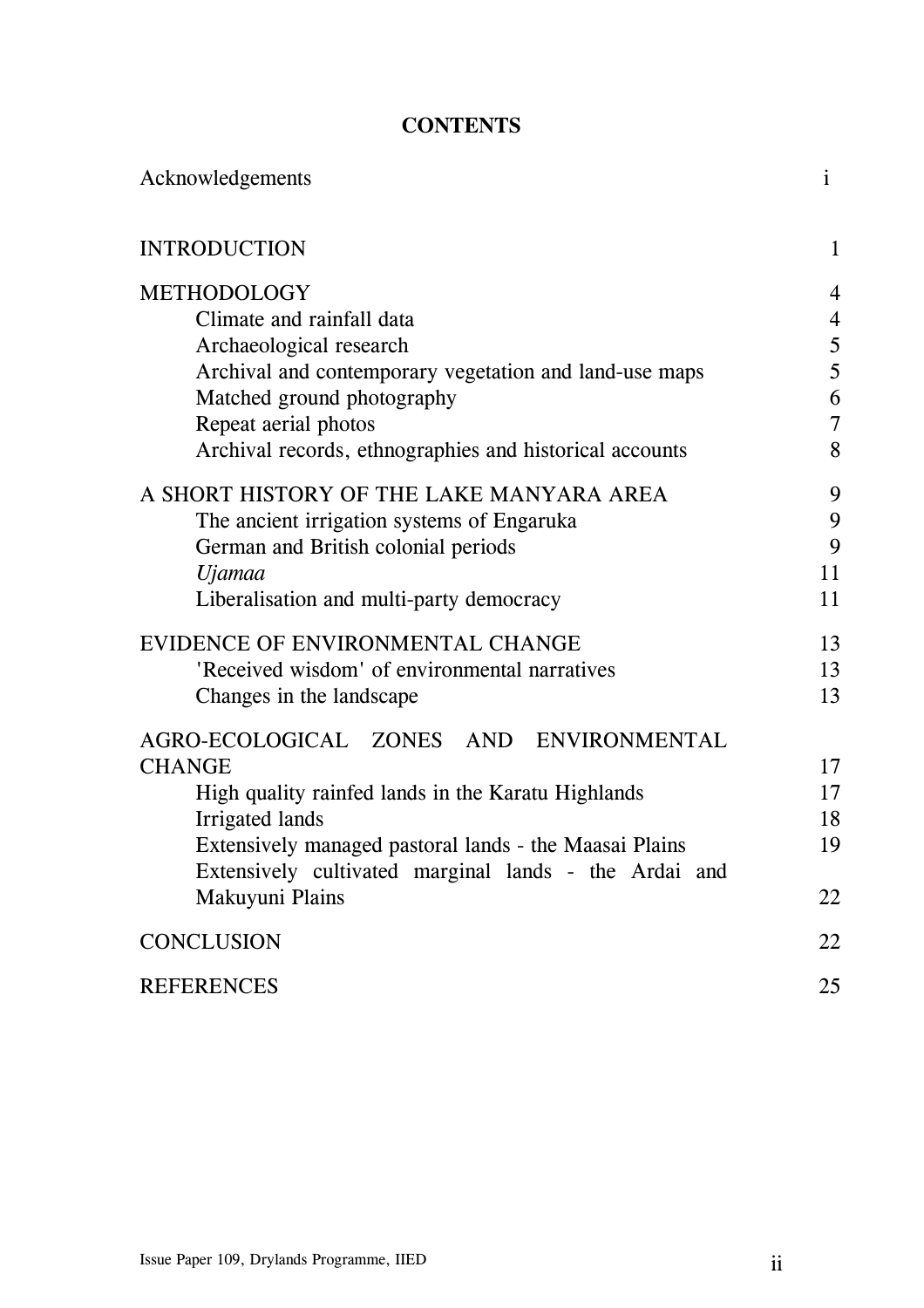# CONTENTS

| | |
|---|---|
| Acknowledgements | i |
| INTRODUCTION | 1 |
| METHODOLOGY | 4 |
| Climate and rainfall data | 4 |
| Archaeological research | 5 |
| Archival and contemporary vegetation and land-use maps | 5 |
| Matched ground photography | 6 |
| Repeat aerial photos | 7 |
| Archival records, ethnographies and historical accounts | 8 |
| A SHORT HISTORY OF THE LAKE MANYARA AREA | 9 |
| The ancient irrigation systems of Engaruka | 9 |
| German and British colonial periods | 9 |
| *Ujamaa* | 11 |
| Liberalisation and multi-party democracy | 11 |
| EVIDENCE OF ENVIRONMENTAL CHANGE | 13 |
| 'Received wisdom' of environmental narratives | 13 |
| Changes in the landscape | 13 |
| AGRO-ECOLOGICAL ZONES AND ENVIRONMENTAL CHANGE | 17 |
| High quality rainfed lands in the Karatu Highlands | 17 |
| Irrigated lands | 18 |
| Extensively managed pastoral lands - the Maasai Plains | 19 |
| Extensively cultivated marginal lands - the Ardai and Makuyuni Plains | 22 |
| CONCLUSION | 22 |
| REFERENCES | 25 |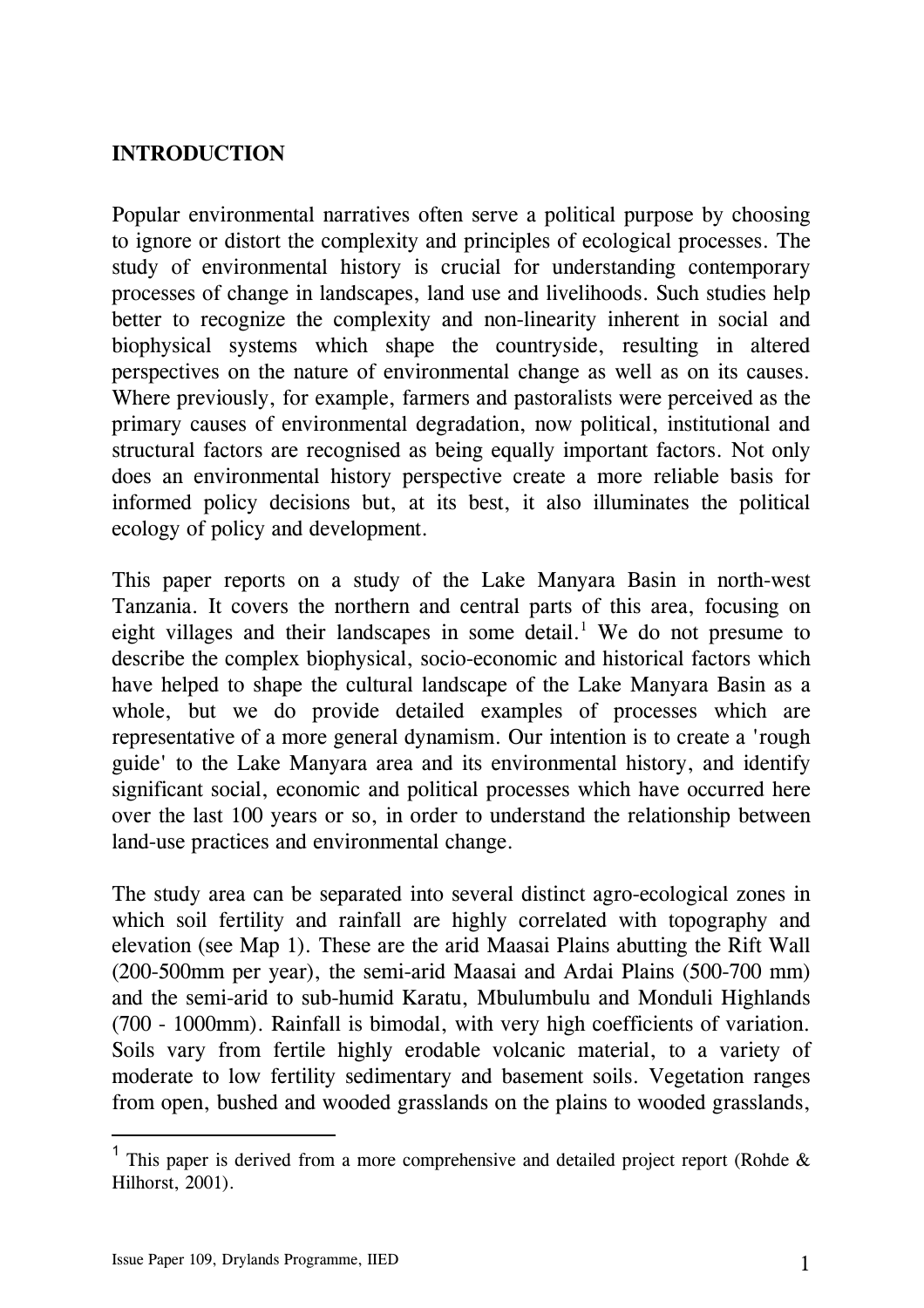## INTRODUCTION

Popular environmental narratives often serve a political purpose by choosing to ignore or distort the complexity and principles of ecological processes. The study of environmental history is crucial for understanding contemporary processes of change in landscapes, land use and livelihoods. Such studies help better to recognize the complexity and non-linearity inherent in social and biophysical systems which shape the countryside, resulting in altered perspectives on the nature of environmental change as well as on its causes. Where previously, for example, farmers and pastoralists were perceived as the primary causes of environmental degradation, now political, institutional and structural factors are recognised as being equally important factors. Not only does an environmental history perspective create a more reliable basis for informed policy decisions but, at its best, it also illuminates the political ecology of policy and development.

This paper reports on a study of the Lake Manyara Basin in north-west Tanzania. It covers the northern and central parts of this area, focusing on eight villages and their landscapes in some detail.[1] We do not presume to describe the complex biophysical, socio-economic and historical factors which have helped to shape the cultural landscape of the Lake Manyara Basin as a whole, but we do provide detailed examples of processes which are representative of a more general dynamism. Our intention is to create a 'rough guide' to the Lake Manyara area and its environmental history, and identify significant social, economic and political processes which have occurred here over the last 100 years or so, in order to understand the relationship between land-use practices and environmental change.

The study area can be separated into several distinct agro-ecological zones in which soil fertility and rainfall are highly correlated with topography and elevation (see Map 1). These are the arid Maasai Plains abutting the Rift Wall (200-500mm per year), the semi-arid Maasai and Ardai Plains (500-700 mm) and the semi-arid to sub-humid Karatu, Mbulumbulu and Monduli Highlands (700 - 1000mm). Rainfall is bimodal, with very high coefficients of variation. Soils vary from fertile highly erodable volcanic material, to a variety of moderate to low fertility sedimentary and basement soils. Vegetation ranges from open, bushed and wooded grasslands on the plains to wooded grasslands,

[1] This paper is derived from a more comprehensive and detailed project report (Rohde & Hilhorst, 2001).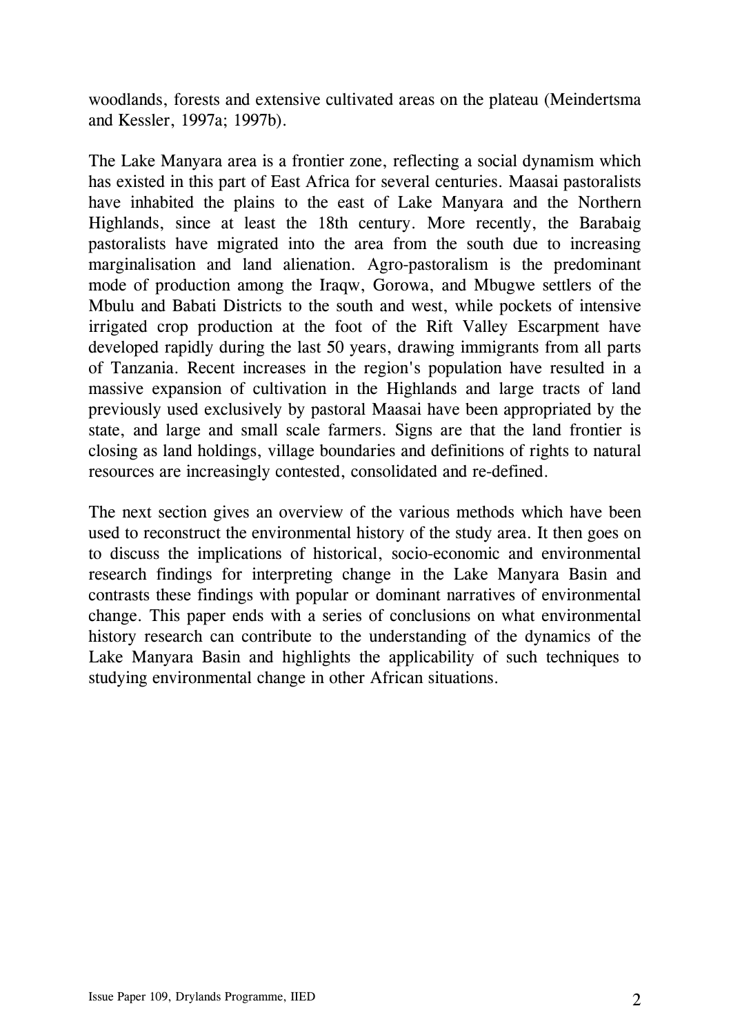woodlands, forests and extensive cultivated areas on the plateau (Meindertsma and Kessler, 1997a; 1997b).

The Lake Manyara area is a frontier zone, reflecting a social dynamism which has existed in this part of East Africa for several centuries. Maasai pastoralists have inhabited the plains to the east of Lake Manyara and the Northern Highlands, since at least the 18th century. More recently, the Barabaig pastoralists have migrated into the area from the south due to increasing marginalisation and land alienation. Agro-pastoralism is the predominant mode of production among the Iraqw, Gorowa, and Mbugwe settlers of the Mbulu and Babati Districts to the south and west, while pockets of intensive irrigated crop production at the foot of the Rift Valley Escarpment have developed rapidly during the last 50 years, drawing immigrants from all parts of Tanzania. Recent increases in the region's population have resulted in a massive expansion of cultivation in the Highlands and large tracts of land previously used exclusively by pastoral Maasai have been appropriated by the state, and large and small scale farmers. Signs are that the land frontier is closing as land holdings, village boundaries and definitions of rights to natural resources are increasingly contested, consolidated and re-defined.

The next section gives an overview of the various methods which have been used to reconstruct the environmental history of the study area. It then goes on to discuss the implications of historical, socio-economic and environmental research findings for interpreting change in the Lake Manyara Basin and contrasts these findings with popular or dominant narratives of environmental change. This paper ends with a series of conclusions on what environmental history research can contribute to the understanding of the dynamics of the Lake Manyara Basin and highlights the applicability of such techniques to studying environmental change in other African situations.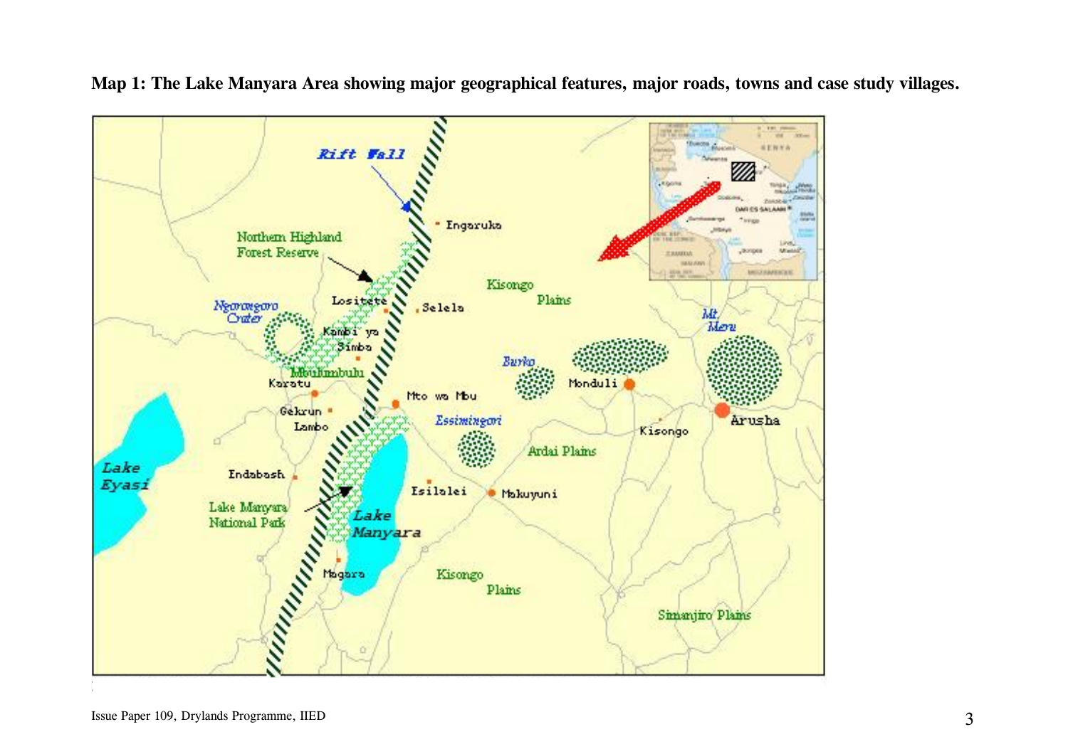**Map 1: The Lake Manyara Area showing major geographical features, major roads, towns and case study villages.**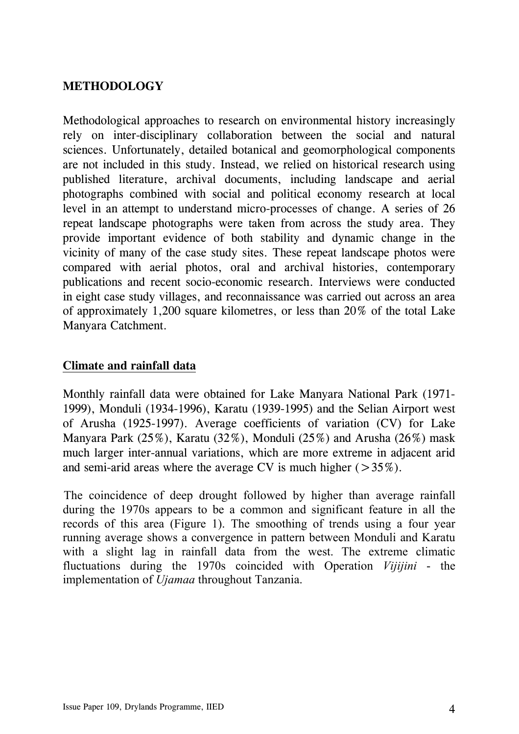# METHODOLOGY

Methodological approaches to research on environmental history increasingly rely on inter-disciplinary collaboration between the social and natural sciences. Unfortunately, detailed botanical and geomorphological components are not included in this study. Instead, we relied on historical research using published literature, archival documents, including landscape and aerial photographs combined with social and political economy research at local level in an attempt to understand micro-processes of change. A series of 26 repeat landscape photographs were taken from across the study area. They provide important evidence of both stability and dynamic change in the vicinity of many of the case study sites. These repeat landscape photos were compared with aerial photos, oral and archival histories, contemporary publications and recent socio-economic research. Interviews were conducted in eight case study villages, and reconnaissance was carried out across an area of approximately 1,200 square kilometres, or less than 20% of the total Lake Manyara Catchment.

## Climate and rainfall data

Monthly rainfall data were obtained for Lake Manyara National Park (1971-1999), Monduli (1934-1996), Karatu (1939-1995) and the Selian Airport west of Arusha (1925-1997). Average coefficients of variation (CV) for Lake Manyara Park (25%), Karatu (32%), Monduli (25%) and Arusha (26%) mask much larger inter-annual variations, which are more extreme in adjacent arid and semi-arid areas where the average CV is much higher (>35%).

The coincidence of deep drought followed by higher than average rainfall during the 1970s appears to be a common and significant feature in all the records of this area (Figure 1). The smoothing of trends using a four year running average shows a convergence in pattern between Monduli and Karatu with a slight lag in rainfall data from the west. The extreme climatic fluctuations during the 1970s coincided with Operation *Vijijini* - the implementation of *Ujamaa* throughout Tanzania.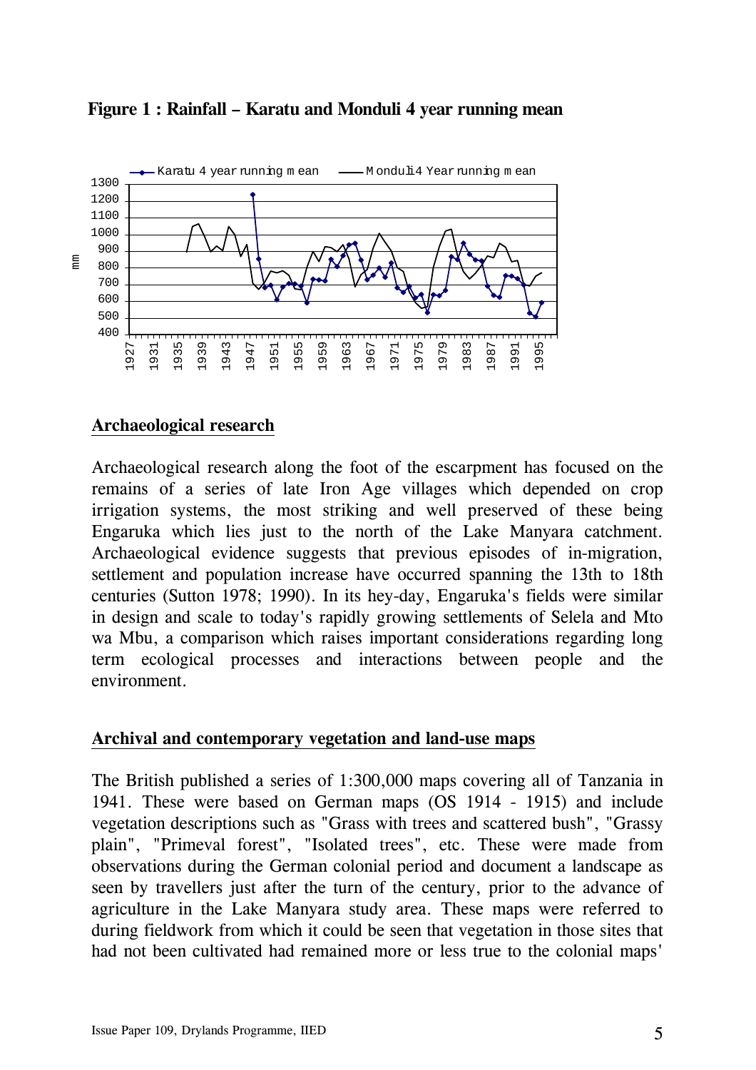**Figure 1 : Rainfall – Karatu and Monduli 4 year running mean**

## Archaeological research

Archaeological research along the foot of the escarpment has focused on the remains of a series of late Iron Age villages which depended on crop irrigation systems, the most striking and well preserved of these being Engaruka which lies just to the north of the Lake Manyara catchment. Archaeological evidence suggests that previous episodes of in-migration, settlement and population increase have occurred spanning the 13th to 18th centuries (Sutton 1978; 1990). In its hey-day, Engaruka's fields were similar in design and scale to today's rapidly growing settlements of Selela and Mto wa Mbu, a comparison which raises important considerations regarding long term ecological processes and interactions between people and the environment.

## Archival and contemporary vegetation and land-use maps

The British published a series of 1:300,000 maps covering all of Tanzania in 1941. These were based on German maps (OS 1914 - 1915) and include vegetation descriptions such as "Grass with trees and scattered bush", "Grassy plain", "Primeval forest", "Isolated trees", etc. These were made from observations during the German colonial period and document a landscape as seen by travellers just after the turn of the century, prior to the advance of agriculture in the Lake Manyara study area. These maps were referred to during fieldwork from which it could be seen that vegetation in those sites that had not been cultivated had remained more or less true to the colonial maps'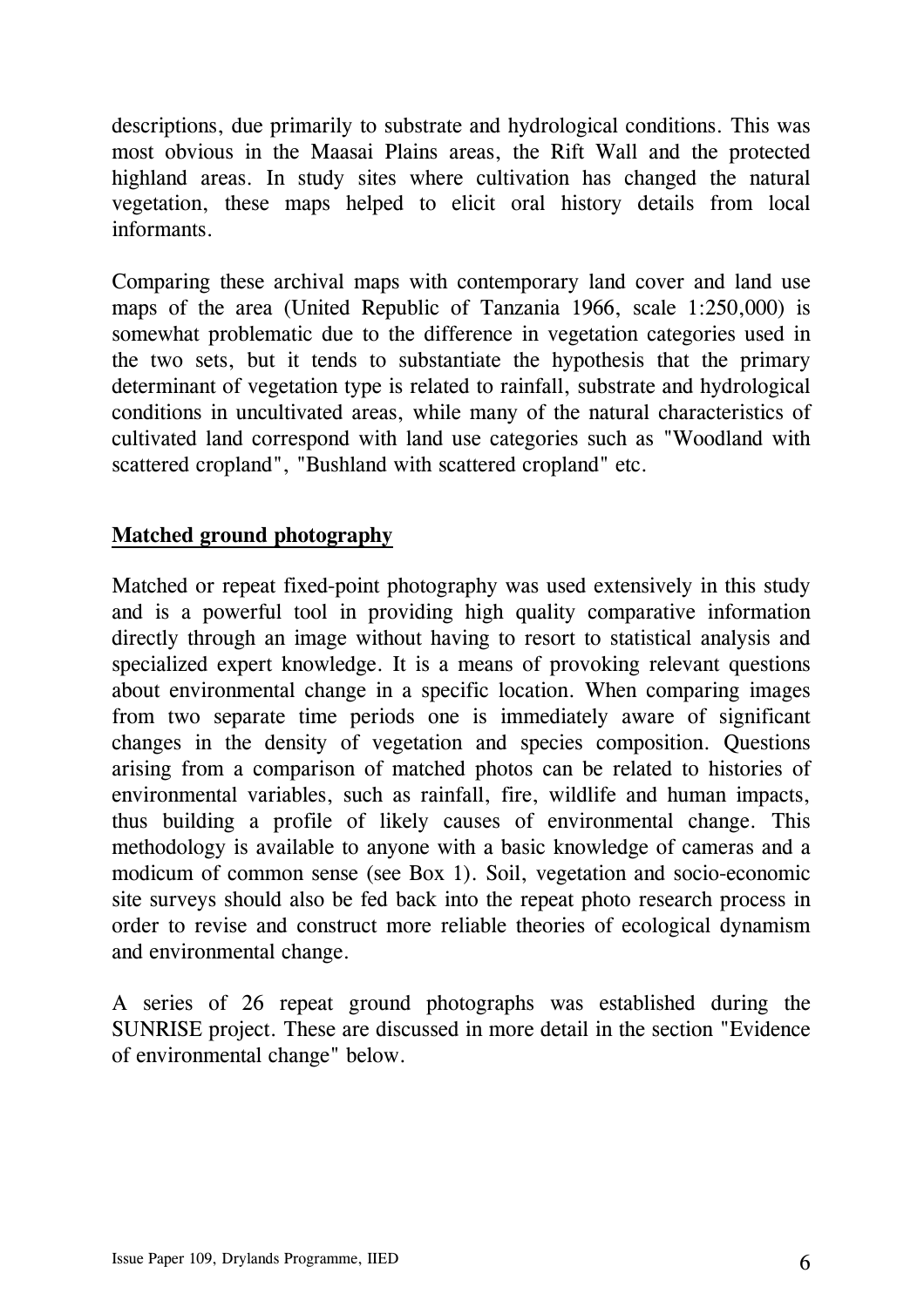descriptions, due primarily to substrate and hydrological conditions. This was most obvious in the Maasai Plains areas, the Rift Wall and the protected highland areas. In study sites where cultivation has changed the natural vegetation, these maps helped to elicit oral history details from local informants.

Comparing these archival maps with contemporary land cover and land use maps of the area (United Republic of Tanzania 1966, scale 1:250,000) is somewhat problematic due to the difference in vegetation categories used in the two sets, but it tends to substantiate the hypothesis that the primary determinant of vegetation type is related to rainfall, substrate and hydrological conditions in uncultivated areas, while many of the natural characteristics of cultivated land correspond with land use categories such as "Woodland with scattered cropland", "Bushland with scattered cropland" etc.

## Matched ground photography

Matched or repeat fixed-point photography was used extensively in this study and is a powerful tool in providing high quality comparative information directly through an image without having to resort to statistical analysis and specialized expert knowledge. It is a means of provoking relevant questions about environmental change in a specific location. When comparing images from two separate time periods one is immediately aware of significant changes in the density of vegetation and species composition. Questions arising from a comparison of matched photos can be related to histories of environmental variables, such as rainfall, fire, wildlife and human impacts, thus building a profile of likely causes of environmental change. This methodology is available to anyone with a basic knowledge of cameras and a modicum of common sense (see Box 1). Soil, vegetation and socio-economic site surveys should also be fed back into the repeat photo research process in order to revise and construct more reliable theories of ecological dynamism and environmental change.

A series of 26 repeat ground photographs was established during the SUNRISE project. These are discussed in more detail in the section "Evidence of environmental change" below.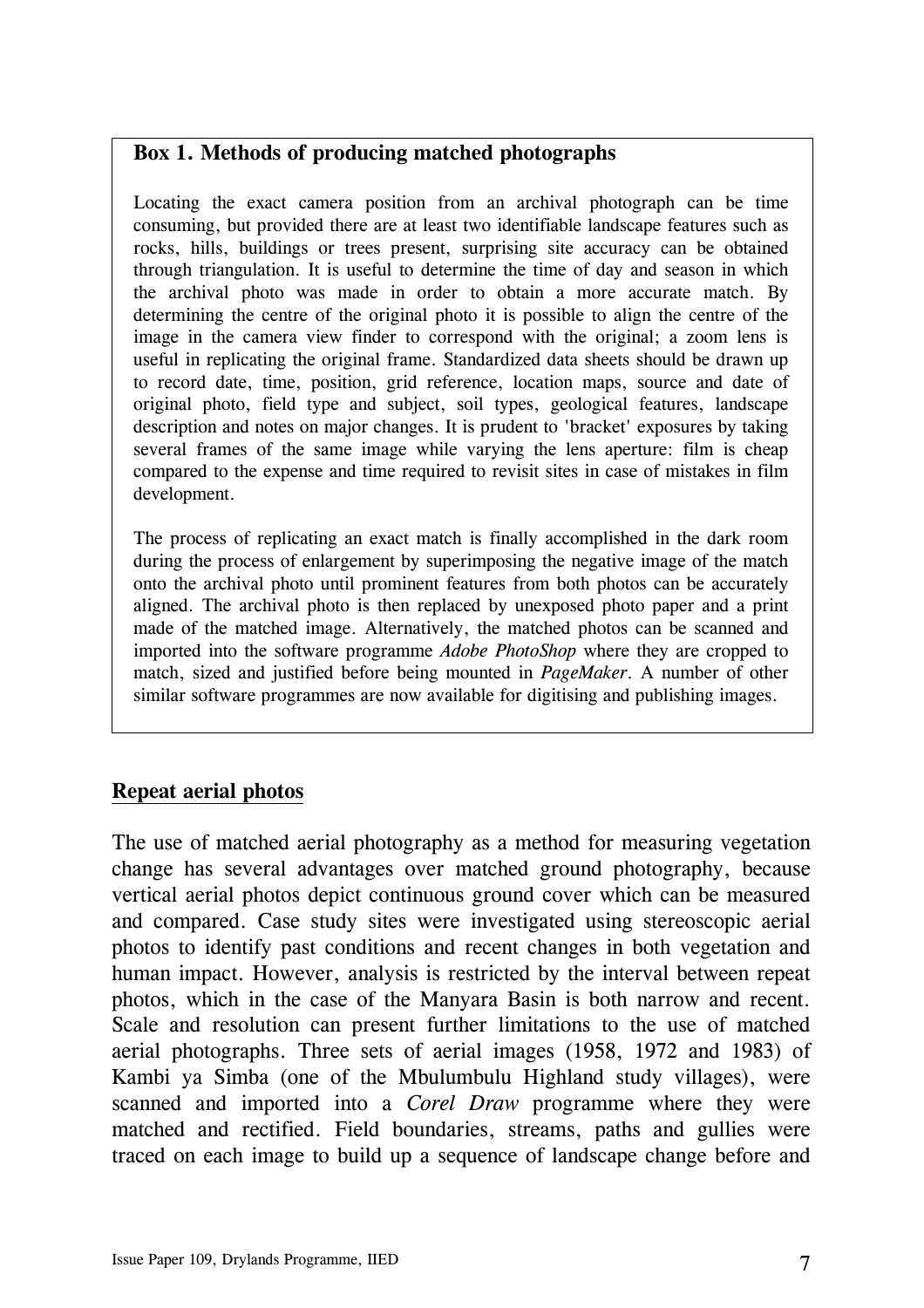**Box 1. Methods of producing matched photographs**

Locating the exact camera position from an archival photograph can be time consuming, but provided there are at least two identifiable landscape features such as rocks, hills, buildings or trees present, surprising site accuracy can be obtained through triangulation. It is useful to determine the time of day and season in which the archival photo was made in order to obtain a more accurate match. By determining the centre of the original photo it is possible to align the centre of the image in the camera view finder to correspond with the original; a zoom lens is useful in replicating the original frame. Standardized data sheets should be drawn up to record date, time, position, grid reference, location maps, source and date of original photo, field type and subject, soil types, geological features, landscape description and notes on major changes. It is prudent to 'bracket' exposures by taking several frames of the same image while varying the lens aperture: film is cheap compared to the expense and time required to revisit sites in case of mistakes in film development.

The process of replicating an exact match is finally accomplished in the dark room during the process of enlargement by superimposing the negative image of the match onto the archival photo until prominent features from both photos can be accurately aligned. The archival photo is then replaced by unexposed photo paper and a print made of the matched image. Alternatively, the matched photos can be scanned and imported into the software programme *Adobe PhotoShop* where they are cropped to match, sized and justified before being mounted in *PageMaker*. A number of other similar software programmes are now available for digitising and publishing images.

## Repeat aerial photos

The use of matched aerial photography as a method for measuring vegetation change has several advantages over matched ground photography, because vertical aerial photos depict continuous ground cover which can be measured and compared. Case study sites were investigated using stereoscopic aerial photos to identify past conditions and recent changes in both vegetation and human impact. However, analysis is restricted by the interval between repeat photos, which in the case of the Manyara Basin is both narrow and recent. Scale and resolution can present further limitations to the use of matched aerial photographs. Three sets of aerial images (1958, 1972 and 1983) of Kambi ya Simba (one of the Mbulumbulu Highland study villages), were scanned and imported into a *Corel Draw* programme where they were matched and rectified. Field boundaries, streams, paths and gullies were traced on each image to build up a sequence of landscape change before and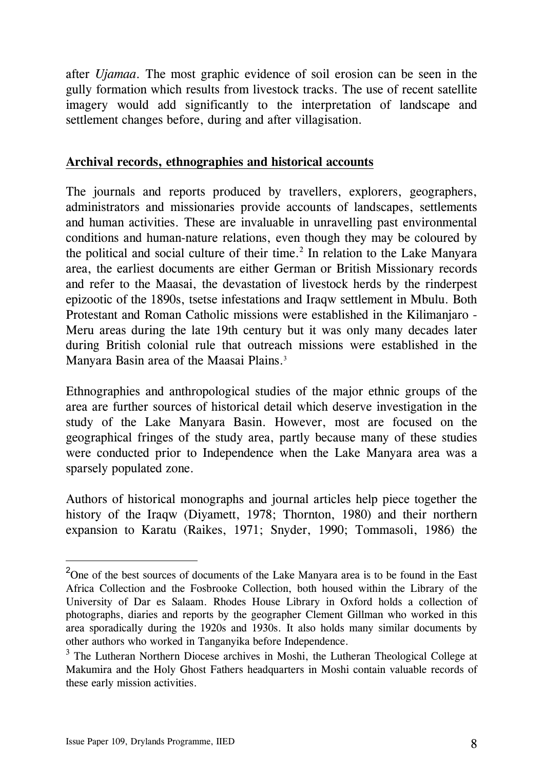after *Ujamaa*. The most graphic evidence of soil erosion can be seen in the gully formation which results from livestock tracks. The use of recent satellite imagery would add significantly to the interpretation of landscape and settlement changes before, during and after villagisation.

## Archival records, ethnographies and historical accounts

The journals and reports produced by travellers, explorers, geographers, administrators and missionaries provide accounts of landscapes, settlements and human activities. These are invaluable in unravelling past environmental conditions and human-nature relations, even though they may be coloured by the political and social culture of their time.[2] In relation to the Lake Manyara area, the earliest documents are either German or British Missionary records and refer to the Maasai, the devastation of livestock herds by the rinderpest epizootic of the 1890s, tsetse infestations and Iraqw settlement in Mbulu. Both Protestant and Roman Catholic missions were established in the Kilimanjaro - Meru areas during the late 19th century but it was only many decades later during British colonial rule that outreach missions were established in the Manyara Basin area of the Maasai Plains.[3]

Ethnographies and anthropological studies of the major ethnic groups of the area are further sources of historical detail which deserve investigation in the study of the Lake Manyara Basin. However, most are focused on the geographical fringes of the study area, partly because many of these studies were conducted prior to Independence when the Lake Manyara area was a sparsely populated zone.

Authors of historical monographs and journal articles help piece together the history of the Iraqw (Diyamett, 1978; Thornton, 1980) and their northern expansion to Karatu (Raikes, 1971; Snyder, 1990; Tommasoli, 1986) the

---

[2] One of the best sources of documents of the Lake Manyara area is to be found in the East Africa Collection and the Fosbrooke Collection, both housed within the Library of the University of Dar es Salaam. Rhodes House Library in Oxford holds a collection of photographs, diaries and reports by the geographer Clement Gillman who worked in this area sporadically during the 1920s and 1930s. It also holds many similar documents by other authors who worked in Tanganyika before Independence.

[3] The Lutheran Northern Diocese archives in Moshi, the Lutheran Theological College at Makumira and the Holy Ghost Fathers headquarters in Moshi contain valuable records of these early mission activities.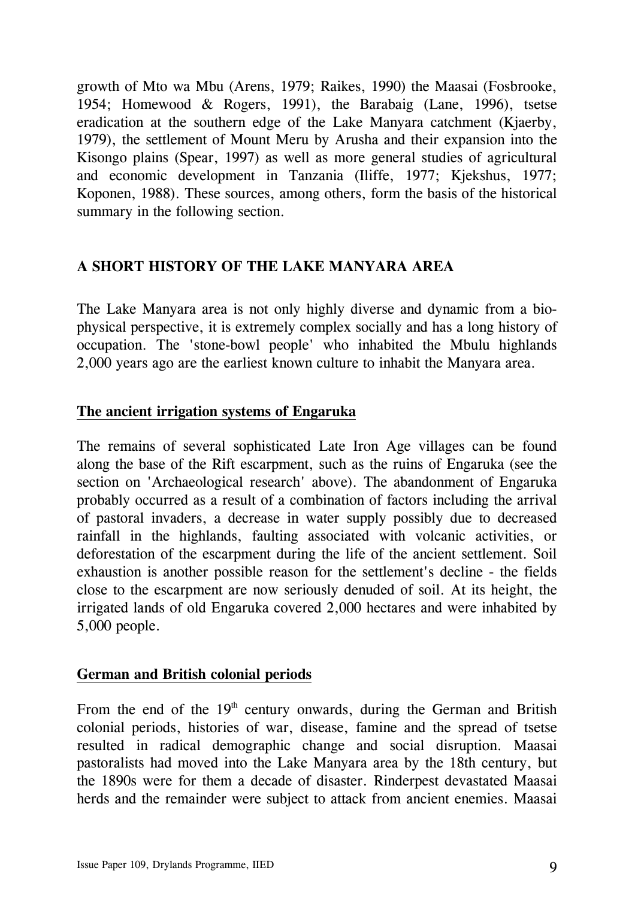growth of Mto wa Mbu (Arens, 1979; Raikes, 1990) the Maasai (Fosbrooke, 1954; Homewood & Rogers, 1991), the Barabaig (Lane, 1996), tsetse eradication at the southern edge of the Lake Manyara catchment (Kjaerby, 1979), the settlement of Mount Meru by Arusha and their expansion into the Kisongo plains (Spear, 1997) as well as more general studies of agricultural and economic development in Tanzania (Iliffe, 1977; Kjekshus, 1977; Koponen, 1988). These sources, among others, form the basis of the historical summary in the following section.

## A SHORT HISTORY OF THE LAKE MANYARA AREA

The Lake Manyara area is not only highly diverse and dynamic from a bio-physical perspective, it is extremely complex socially and has a long history of occupation. The 'stone-bowl people' who inhabited the Mbulu highlands 2,000 years ago are the earliest known culture to inhabit the Manyara area.

### The ancient irrigation systems of Engaruka

The remains of several sophisticated Late Iron Age villages can be found along the base of the Rift escarpment, such as the ruins of Engaruka (see the section on 'Archaeological research' above). The abandonment of Engaruka probably occurred as a result of a combination of factors including the arrival of pastoral invaders, a decrease in water supply possibly due to decreased rainfall in the highlands, faulting associated with volcanic activities, or deforestation of the escarpment during the life of the ancient settlement. Soil exhaustion is another possible reason for the settlement's decline - the fields close to the escarpment are now seriously denuded of soil. At its height, the irrigated lands of old Engaruka covered 2,000 hectares and were inhabited by 5,000 people.

### German and British colonial periods

From the end of the 19th century onwards, during the German and British colonial periods, histories of war, disease, famine and the spread of tsetse resulted in radical demographic change and social disruption. Maasai pastoralists had moved into the Lake Manyara area by the 18th century, but the 1890s were for them a decade of disaster. Rinderpest devastated Maasai herds and the remainder were subject to attack from ancient enemies. Maasai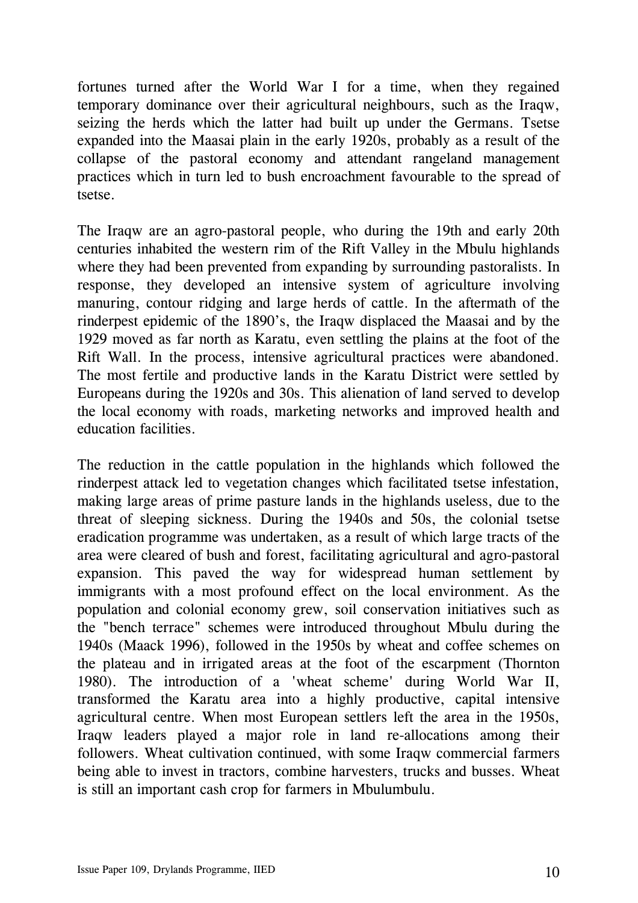fortunes turned after the World War I for a time, when they regained temporary dominance over their agricultural neighbours, such as the Iraqw, seizing the herds which the latter had built up under the Germans. Tsetse expanded into the Maasai plain in the early 1920s, probably as a result of the collapse of the pastoral economy and attendant rangeland management practices which in turn led to bush encroachment favourable to the spread of tsetse.

The Iraqw are an agro-pastoral people, who during the 19th and early 20th centuries inhabited the western rim of the Rift Valley in the Mbulu highlands where they had been prevented from expanding by surrounding pastoralists. In response, they developed an intensive system of agriculture involving manuring, contour ridging and large herds of cattle. In the aftermath of the rinderpest epidemic of the 1890's, the Iraqw displaced the Maasai and by the 1929 moved as far north as Karatu, even settling the plains at the foot of the Rift Wall. In the process, intensive agricultural practices were abandoned. The most fertile and productive lands in the Karatu District were settled by Europeans during the 1920s and 30s. This alienation of land served to develop the local economy with roads, marketing networks and improved health and education facilities.

The reduction in the cattle population in the highlands which followed the rinderpest attack led to vegetation changes which facilitated tsetse infestation, making large areas of prime pasture lands in the highlands useless, due to the threat of sleeping sickness. During the 1940s and 50s, the colonial tsetse eradication programme was undertaken, as a result of which large tracts of the area were cleared of bush and forest, facilitating agricultural and agro-pastoral expansion. This paved the way for widespread human settlement by immigrants with a most profound effect on the local environment. As the population and colonial economy grew, soil conservation initiatives such as the "bench terrace" schemes were introduced throughout Mbulu during the 1940s (Maack 1996), followed in the 1950s by wheat and coffee schemes on the plateau and in irrigated areas at the foot of the escarpment (Thornton 1980). The introduction of a 'wheat scheme' during World War II, transformed the Karatu area into a highly productive, capital intensive agricultural centre. When most European settlers left the area in the 1950s, Iraqw leaders played a major role in land re-allocations among their followers. Wheat cultivation continued, with some Iraqw commercial farmers being able to invest in tractors, combine harvesters, trucks and busses. Wheat is still an important cash crop for farmers in Mbulumbulu.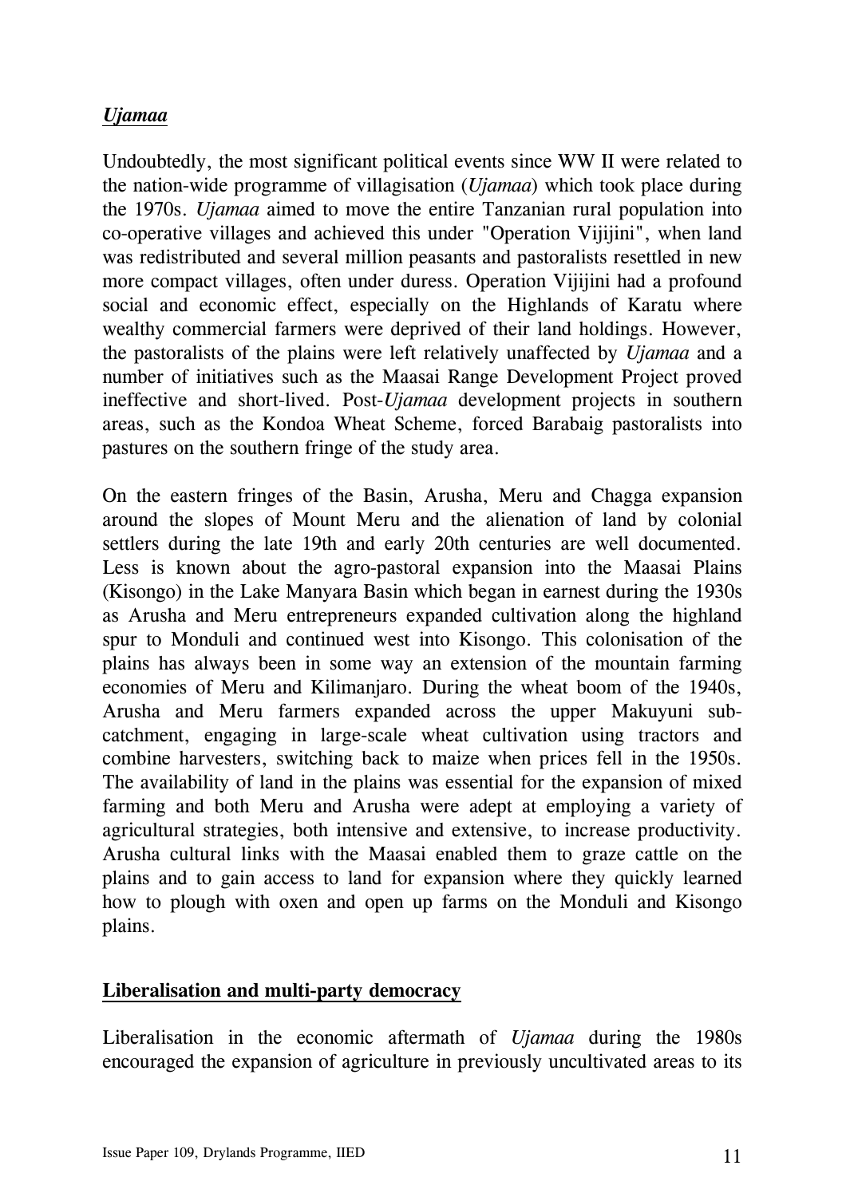### *Ujamaa*

Undoubtedly, the most significant political events since WW II were related to the nation-wide programme of villagisation (*Ujamaa*) which took place during the 1970s. *Ujamaa* aimed to move the entire Tanzanian rural population into co-operative villages and achieved this under "Operation Vijijini", when land was redistributed and several million peasants and pastoralists resettled in new more compact villages, often under duress. Operation Vijijini had a profound social and economic effect, especially on the Highlands of Karatu where wealthy commercial farmers were deprived of their land holdings. However, the pastoralists of the plains were left relatively unaffected by *Ujamaa* and a number of initiatives such as the Maasai Range Development Project proved ineffective and short-lived. Post-*Ujamaa* development projects in southern areas, such as the Kondoa Wheat Scheme, forced Barabaig pastoralists into pastures on the southern fringe of the study area.

On the eastern fringes of the Basin, Arusha, Meru and Chagga expansion around the slopes of Mount Meru and the alienation of land by colonial settlers during the late 19th and early 20th centuries are well documented. Less is known about the agro-pastoral expansion into the Maasai Plains (Kisongo) in the Lake Manyara Basin which began in earnest during the 1930s as Arusha and Meru entrepreneurs expanded cultivation along the highland spur to Monduli and continued west into Kisongo. This colonisation of the plains has always been in some way an extension of the mountain farming economies of Meru and Kilimanjaro. During the wheat boom of the 1940s, Arusha and Meru farmers expanded across the upper Makuyuni sub-catchment, engaging in large-scale wheat cultivation using tractors and combine harvesters, switching back to maize when prices fell in the 1950s. The availability of land in the plains was essential for the expansion of mixed farming and both Meru and Arusha were adept at employing a variety of agricultural strategies, both intensive and extensive, to increase productivity. Arusha cultural links with the Maasai enabled them to graze cattle on the plains and to gain access to land for expansion where they quickly learned how to plough with oxen and open up farms on the Monduli and Kisongo plains.

### Liberalisation and multi-party democracy

Liberalisation in the economic aftermath of *Ujamaa* during the 1980s encouraged the expansion of agriculture in previously uncultivated areas to its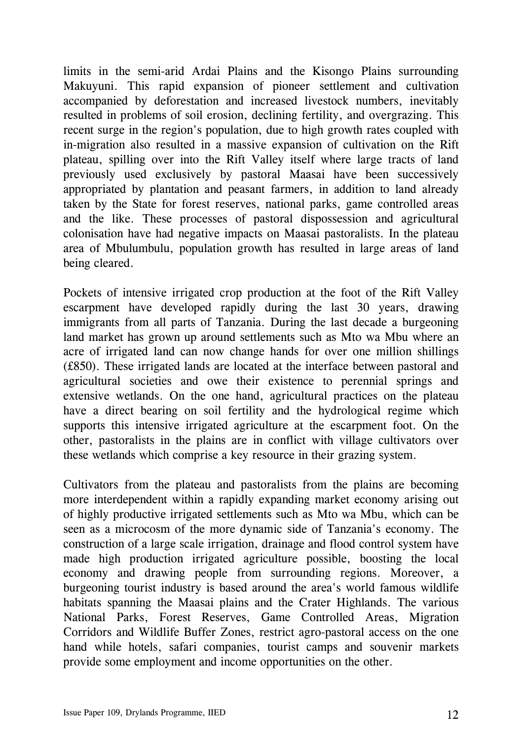limits in the semi-arid Ardai Plains and the Kisongo Plains surrounding Makuyuni. This rapid expansion of pioneer settlement and cultivation accompanied by deforestation and increased livestock numbers, inevitably resulted in problems of soil erosion, declining fertility, and overgrazing. This recent surge in the region's population, due to high growth rates coupled with in-migration also resulted in a massive expansion of cultivation on the Rift plateau, spilling over into the Rift Valley itself where large tracts of land previously used exclusively by pastoral Maasai have been successively appropriated by plantation and peasant farmers, in addition to land already taken by the State for forest reserves, national parks, game controlled areas and the like. These processes of pastoral dispossession and agricultural colonisation have had negative impacts on Maasai pastoralists. In the plateau area of Mbulumbulu, population growth has resulted in large areas of land being cleared.

Pockets of intensive irrigated crop production at the foot of the Rift Valley escarpment have developed rapidly during the last 30 years, drawing immigrants from all parts of Tanzania. During the last decade a burgeoning land market has grown up around settlements such as Mto wa Mbu where an acre of irrigated land can now change hands for over one million shillings (£850). These irrigated lands are located at the interface between pastoral and agricultural societies and owe their existence to perennial springs and extensive wetlands. On the one hand, agricultural practices on the plateau have a direct bearing on soil fertility and the hydrological regime which supports this intensive irrigated agriculture at the escarpment foot. On the other, pastoralists in the plains are in conflict with village cultivators over these wetlands which comprise a key resource in their grazing system.

Cultivators from the plateau and pastoralists from the plains are becoming more interdependent within a rapidly expanding market economy arising out of highly productive irrigated settlements such as Mto wa Mbu, which can be seen as a microcosm of the more dynamic side of Tanzania's economy. The construction of a large scale irrigation, drainage and flood control system have made high production irrigated agriculture possible, boosting the local economy and drawing people from surrounding regions. Moreover, a burgeoning tourist industry is based around the area's world famous wildlife habitats spanning the Maasai plains and the Crater Highlands. The various National Parks, Forest Reserves, Game Controlled Areas, Migration Corridors and Wildlife Buffer Zones, restrict agro-pastoral access on the one hand while hotels, safari companies, tourist camps and souvenir markets provide some employment and income opportunities on the other.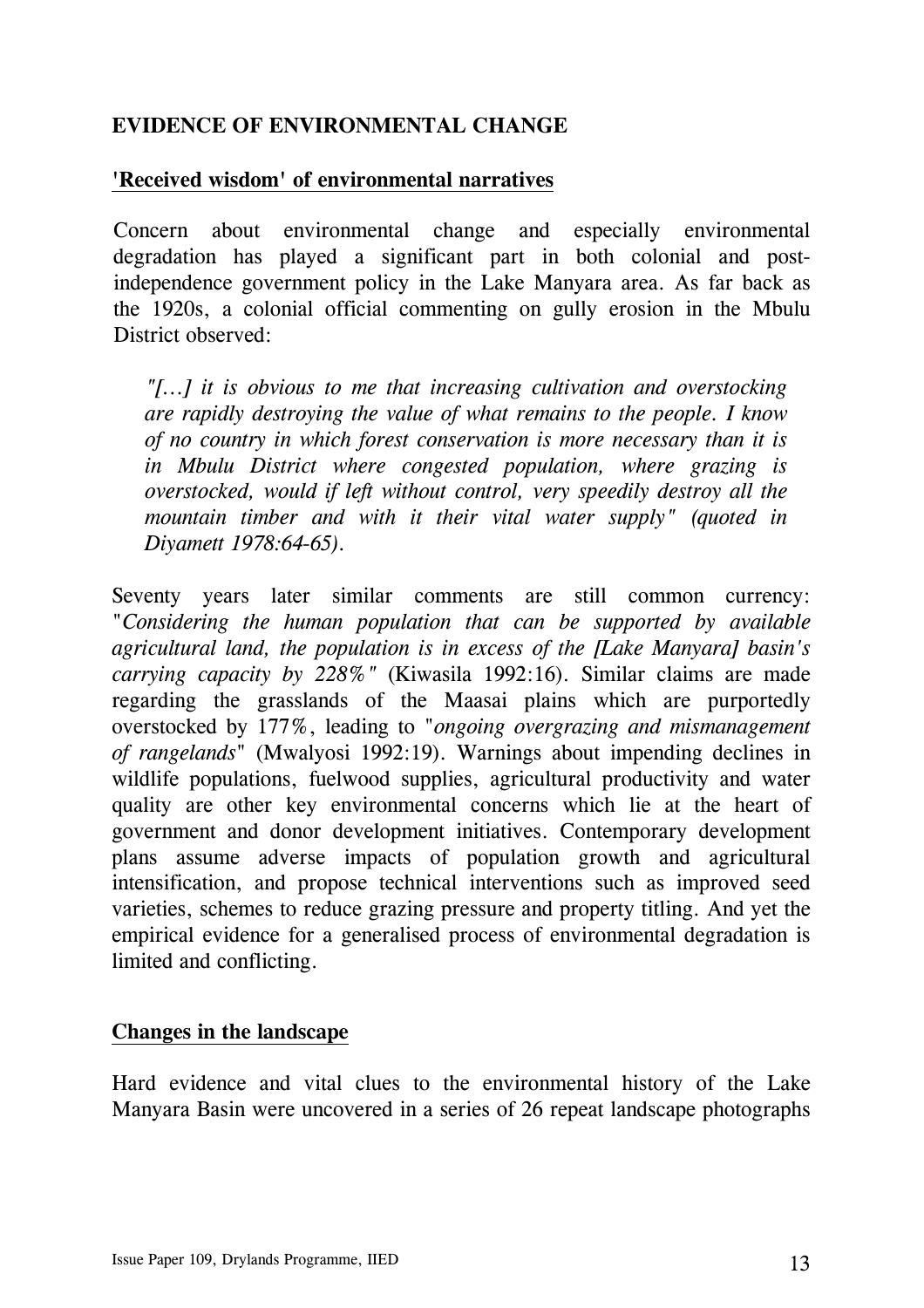## EVIDENCE OF ENVIRONMENTAL CHANGE

### 'Received wisdom' of environmental narratives

Concern about environmental change and especially environmental degradation has played a significant part in both colonial and post-independence government policy in the Lake Manyara area. As far back as the 1920s, a colonial official commenting on gully erosion in the Mbulu District observed:

> *"[…] it is obvious to me that increasing cultivation and overstocking are rapidly destroying the value of what remains to the people. I know of no country in which forest conservation is more necessary than it is in Mbulu District where congested population, where grazing is overstocked, would if left without control, very speedily destroy all the mountain timber and with it their vital water supply" (quoted in Diyamett 1978:64-65).*

Seventy years later similar comments are still common currency: "*Considering the human population that can be supported by available agricultural land, the population is in excess of the [Lake Manyara] basin's carrying capacity by 228%*" (Kiwasila 1992:16). Similar claims are made regarding the grasslands of the Maasai plains which are purportedly overstocked by 177%, leading to "*ongoing overgrazing and mismanagement of rangelands*" (Mwalyosi 1992:19). Warnings about impending declines in wildlife populations, fuelwood supplies, agricultural productivity and water quality are other key environmental concerns which lie at the heart of government and donor development initiatives. Contemporary development plans assume adverse impacts of population growth and agricultural intensification, and propose technical interventions such as improved seed varieties, schemes to reduce grazing pressure and property titling. And yet the empirical evidence for a generalised process of environmental degradation is limited and conflicting.

### Changes in the landscape

Hard evidence and vital clues to the environmental history of the Lake Manyara Basin were uncovered in a series of 26 repeat landscape photographs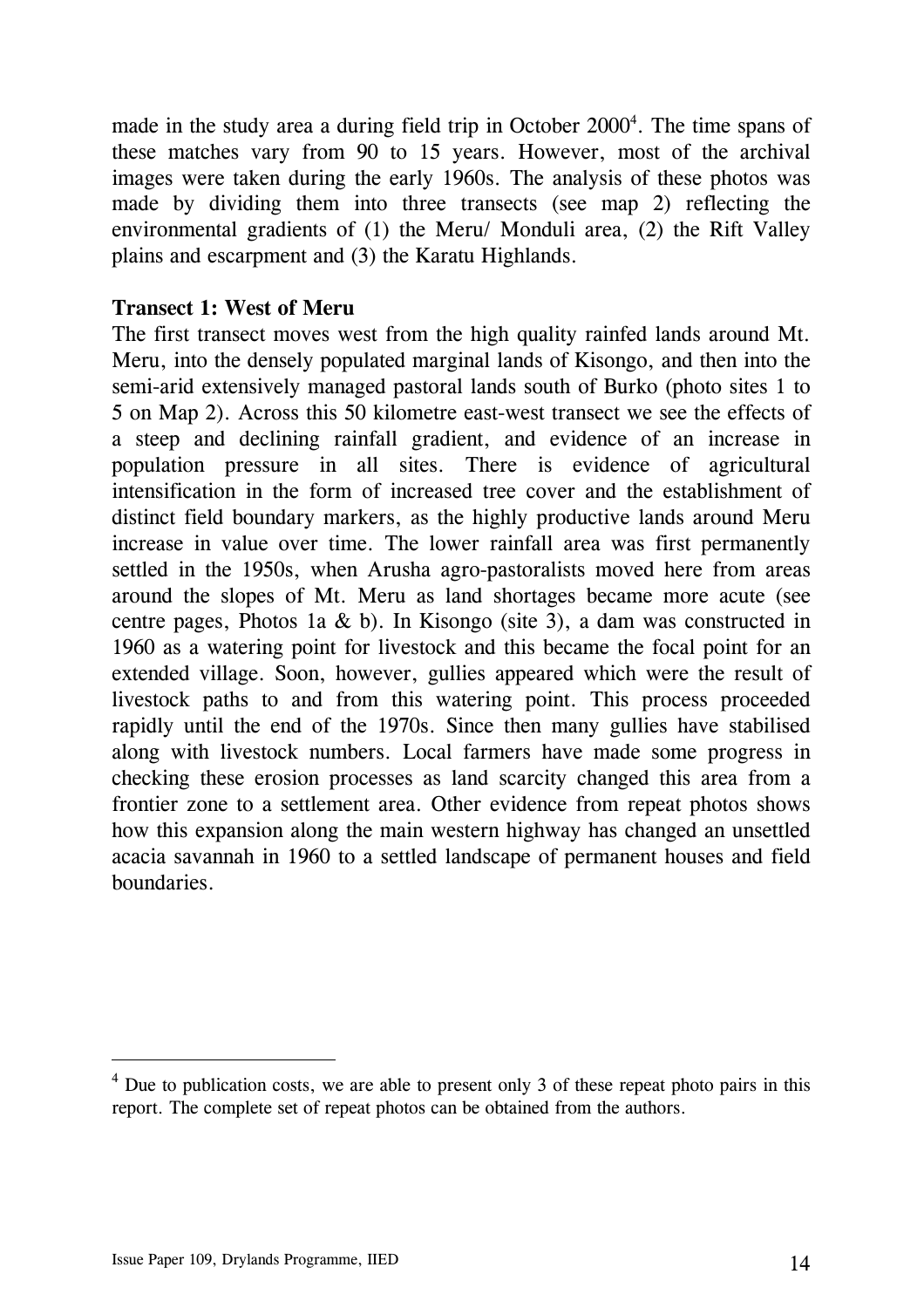made in the study area a during field trip in October 2000[4]. The time spans of these matches vary from 90 to 15 years. However, most of the archival images were taken during the early 1960s. The analysis of these photos was made by dividing them into three transects (see map 2) reflecting the environmental gradients of (1) the Meru/ Monduli area, (2) the Rift Valley plains and escarpment and (3) the Karatu Highlands.

**Transect 1: West of Meru**

The first transect moves west from the high quality rainfed lands around Mt. Meru, into the densely populated marginal lands of Kisongo, and then into the semi-arid extensively managed pastoral lands south of Burko (photo sites 1 to 5 on Map 2). Across this 50 kilometre east-west transect we see the effects of a steep and declining rainfall gradient, and evidence of an increase in population pressure in all sites. There is evidence of agricultural intensification in the form of increased tree cover and the establishment of distinct field boundary markers, as the highly productive lands around Meru increase in value over time. The lower rainfall area was first permanently settled in the 1950s, when Arusha agro-pastoralists moved here from areas around the slopes of Mt. Meru as land shortages became more acute (see centre pages, Photos 1a & b). In Kisongo (site 3), a dam was constructed in 1960 as a watering point for livestock and this became the focal point for an extended village. Soon, however, gullies appeared which were the result of livestock paths to and from this watering point. This process proceeded rapidly until the end of the 1970s. Since then many gullies have stabilised along with livestock numbers. Local farmers have made some progress in checking these erosion processes as land scarcity changed this area from a frontier zone to a settlement area. Other evidence from repeat photos shows how this expansion along the main western highway has changed an unsettled acacia savannah in 1960 to a settled landscape of permanent houses and field boundaries.

[4] Due to publication costs, we are able to present only 3 of these repeat photo pairs in this report. The complete set of repeat photos can be obtained from the authors.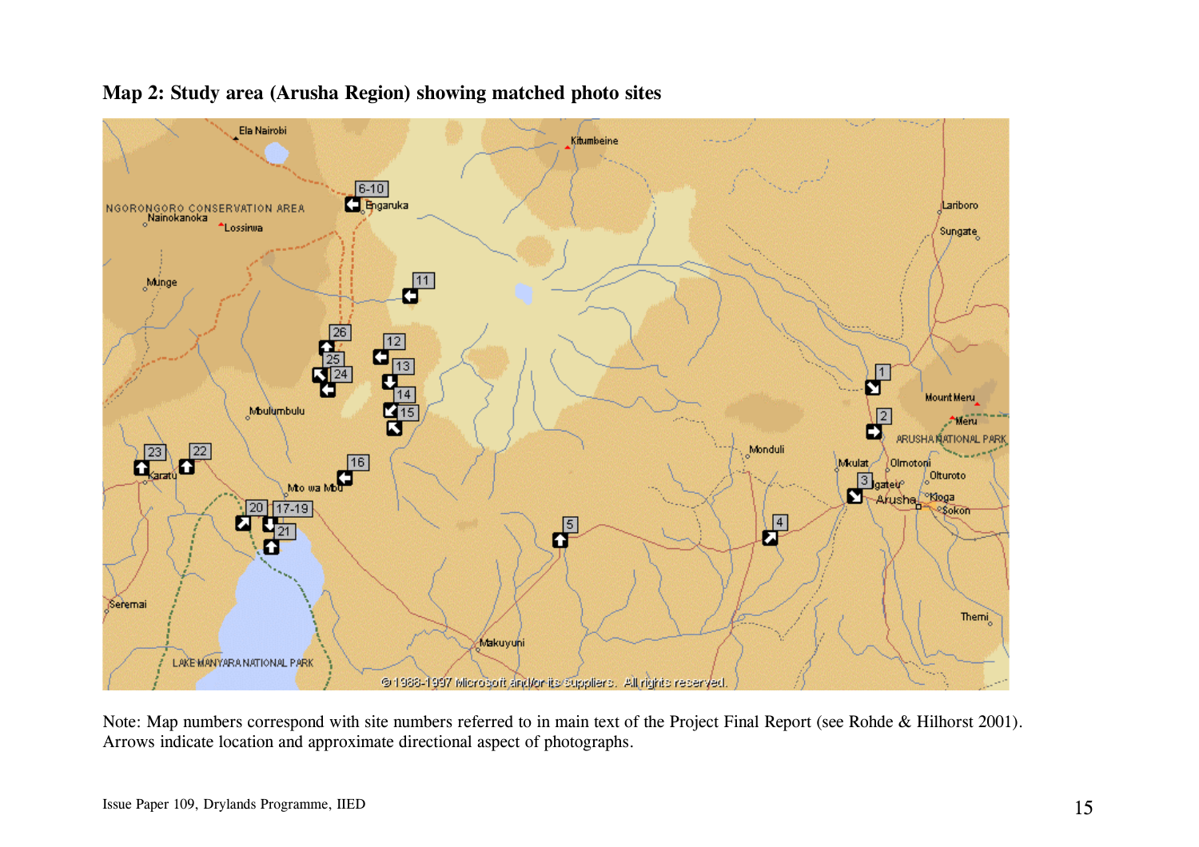**Map 2: Study area (Arusha Region) showing matched photo sites**

Note: Map numbers correspond with site numbers referred to in main text of the Project Final Report (see Rohde & Hilhorst 2001). Arrows indicate location and approximate directional aspect of photographs.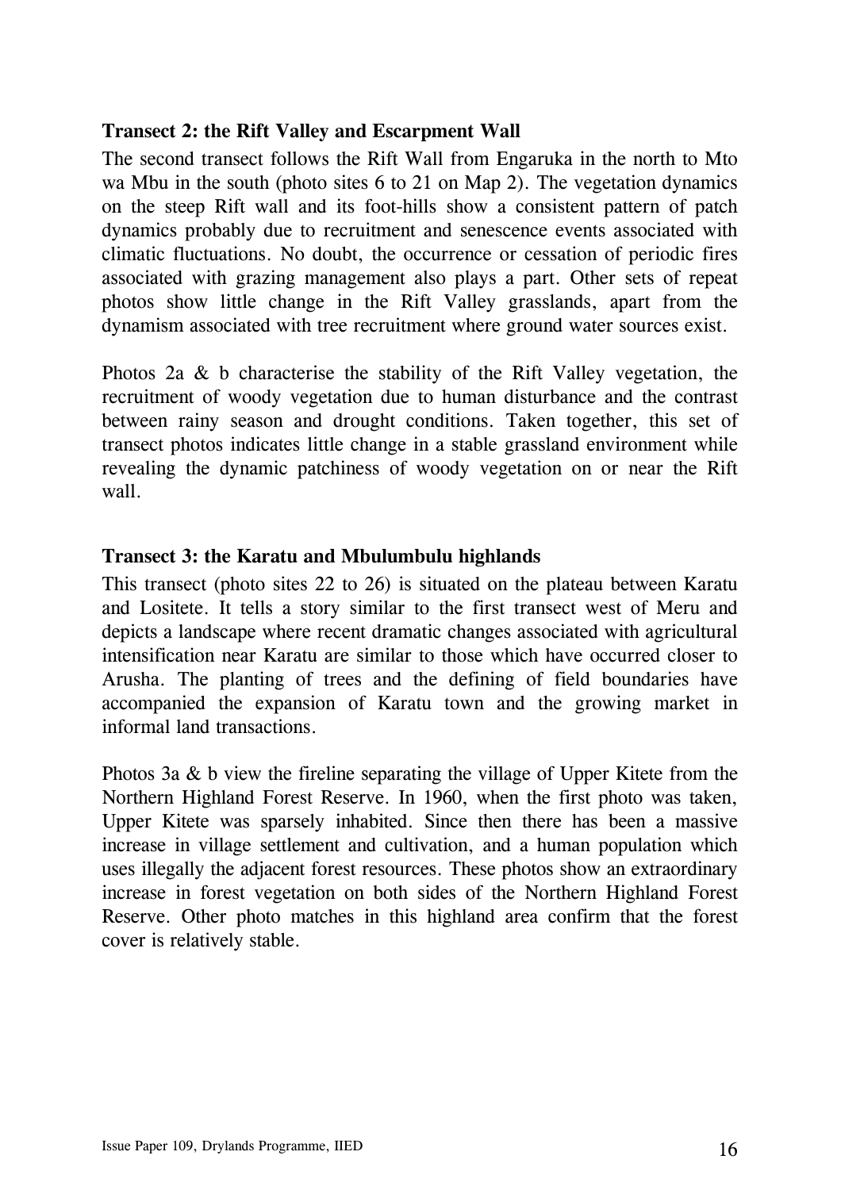**Transect 2: the Rift Valley and Escarpment Wall**

The second transect follows the Rift Wall from Engaruka in the north to Mto wa Mbu in the south (photo sites 6 to 21 on Map 2). The vegetation dynamics on the steep Rift wall and its foot-hills show a consistent pattern of patch dynamics probably due to recruitment and senescence events associated with climatic fluctuations. No doubt, the occurrence or cessation of periodic fires associated with grazing management also plays a part. Other sets of repeat photos show little change in the Rift Valley grasslands, apart from the dynamism associated with tree recruitment where ground water sources exist.

Photos 2a & b characterise the stability of the Rift Valley vegetation, the recruitment of woody vegetation due to human disturbance and the contrast between rainy season and drought conditions. Taken together, this set of transect photos indicates little change in a stable grassland environment while revealing the dynamic patchiness of woody vegetation on or near the Rift wall.

**Transect 3: the Karatu and Mbulumbulu highlands**

This transect (photo sites 22 to 26) is situated on the plateau between Karatu and Lositete. It tells a story similar to the first transect west of Meru and depicts a landscape where recent dramatic changes associated with agricultural intensification near Karatu are similar to those which have occurred closer to Arusha. The planting of trees and the defining of field boundaries have accompanied the expansion of Karatu town and the growing market in informal land transactions.

Photos 3a & b view the fireline separating the village of Upper Kitete from the Northern Highland Forest Reserve. In 1960, when the first photo was taken, Upper Kitete was sparsely inhabited. Since then there has been a massive increase in village settlement and cultivation, and a human population which uses illegally the adjacent forest resources. These photos show an extraordinary increase in forest vegetation on both sides of the Northern Highland Forest Reserve. Other photo matches in this highland area confirm that the forest cover is relatively stable.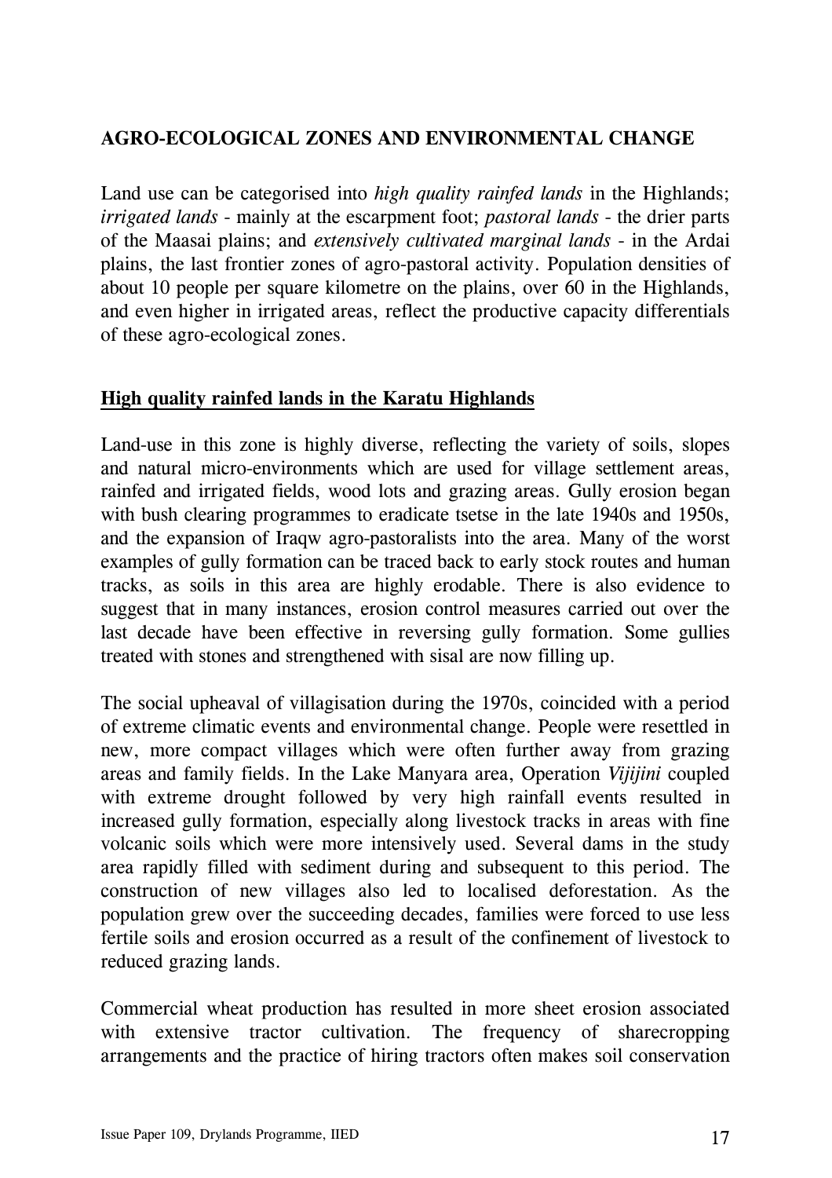## AGRO-ECOLOGICAL ZONES AND ENVIRONMENTAL CHANGE

Land use can be categorised into *high quality rainfed lands* in the Highlands; *irrigated lands* - mainly at the escarpment foot; *pastoral lands* - the drier parts of the Maasai plains; and *extensively cultivated marginal lands* - in the Ardai plains, the last frontier zones of agro-pastoral activity. Population densities of about 10 people per square kilometre on the plains, over 60 in the Highlands, and even higher in irrigated areas, reflect the productive capacity differentials of these agro-ecological zones.

### High quality rainfed lands in the Karatu Highlands

Land-use in this zone is highly diverse, reflecting the variety of soils, slopes and natural micro-environments which are used for village settlement areas, rainfed and irrigated fields, wood lots and grazing areas. Gully erosion began with bush clearing programmes to eradicate tsetse in the late 1940s and 1950s, and the expansion of Iraqw agro-pastoralists into the area. Many of the worst examples of gully formation can be traced back to early stock routes and human tracks, as soils in this area are highly erodable. There is also evidence to suggest that in many instances, erosion control measures carried out over the last decade have been effective in reversing gully formation. Some gullies treated with stones and strengthened with sisal are now filling up.

The social upheaval of villagisation during the 1970s, coincided with a period of extreme climatic events and environmental change. People were resettled in new, more compact villages which were often further away from grazing areas and family fields. In the Lake Manyara area, Operation *Vijijini* coupled with extreme drought followed by very high rainfall events resulted in increased gully formation, especially along livestock tracks in areas with fine volcanic soils which were more intensively used. Several dams in the study area rapidly filled with sediment during and subsequent to this period. The construction of new villages also led to localised deforestation. As the population grew over the succeeding decades, families were forced to use less fertile soils and erosion occurred as a result of the confinement of livestock to reduced grazing lands.

Commercial wheat production has resulted in more sheet erosion associated with extensive tractor cultivation. The frequency of sharecropping arrangements and the practice of hiring tractors often makes soil conservation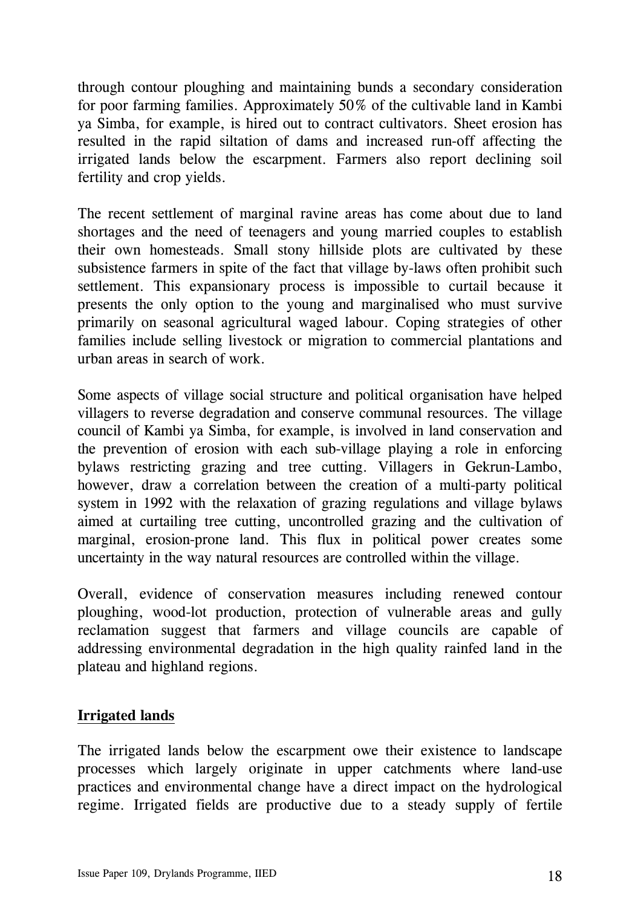through contour ploughing and maintaining bunds a secondary consideration for poor farming families. Approximately 50% of the cultivable land in Kambi ya Simba, for example, is hired out to contract cultivators. Sheet erosion has resulted in the rapid siltation of dams and increased run-off affecting the irrigated lands below the escarpment. Farmers also report declining soil fertility and crop yields.

The recent settlement of marginal ravine areas has come about due to land shortages and the need of teenagers and young married couples to establish their own homesteads. Small stony hillside plots are cultivated by these subsistence farmers in spite of the fact that village by-laws often prohibit such settlement. This expansionary process is impossible to curtail because it presents the only option to the young and marginalised who must survive primarily on seasonal agricultural waged labour. Coping strategies of other families include selling livestock or migration to commercial plantations and urban areas in search of work.

Some aspects of village social structure and political organisation have helped villagers to reverse degradation and conserve communal resources. The village council of Kambi ya Simba, for example, is involved in land conservation and the prevention of erosion with each sub-village playing a role in enforcing bylaws restricting grazing and tree cutting. Villagers in Gekrun-Lambo, however, draw a correlation between the creation of a multi-party political system in 1992 with the relaxation of grazing regulations and village bylaws aimed at curtailing tree cutting, uncontrolled grazing and the cultivation of marginal, erosion-prone land. This flux in political power creates some uncertainty in the way natural resources are controlled within the village.

Overall, evidence of conservation measures including renewed contour ploughing, wood-lot production, protection of vulnerable areas and gully reclamation suggest that farmers and village councils are capable of addressing environmental degradation in the high quality rainfed land in the plateau and highland regions.

## Irrigated lands

The irrigated lands below the escarpment owe their existence to landscape processes which largely originate in upper catchments where land-use practices and environmental change have a direct impact on the hydrological regime. Irrigated fields are productive due to a steady supply of fertile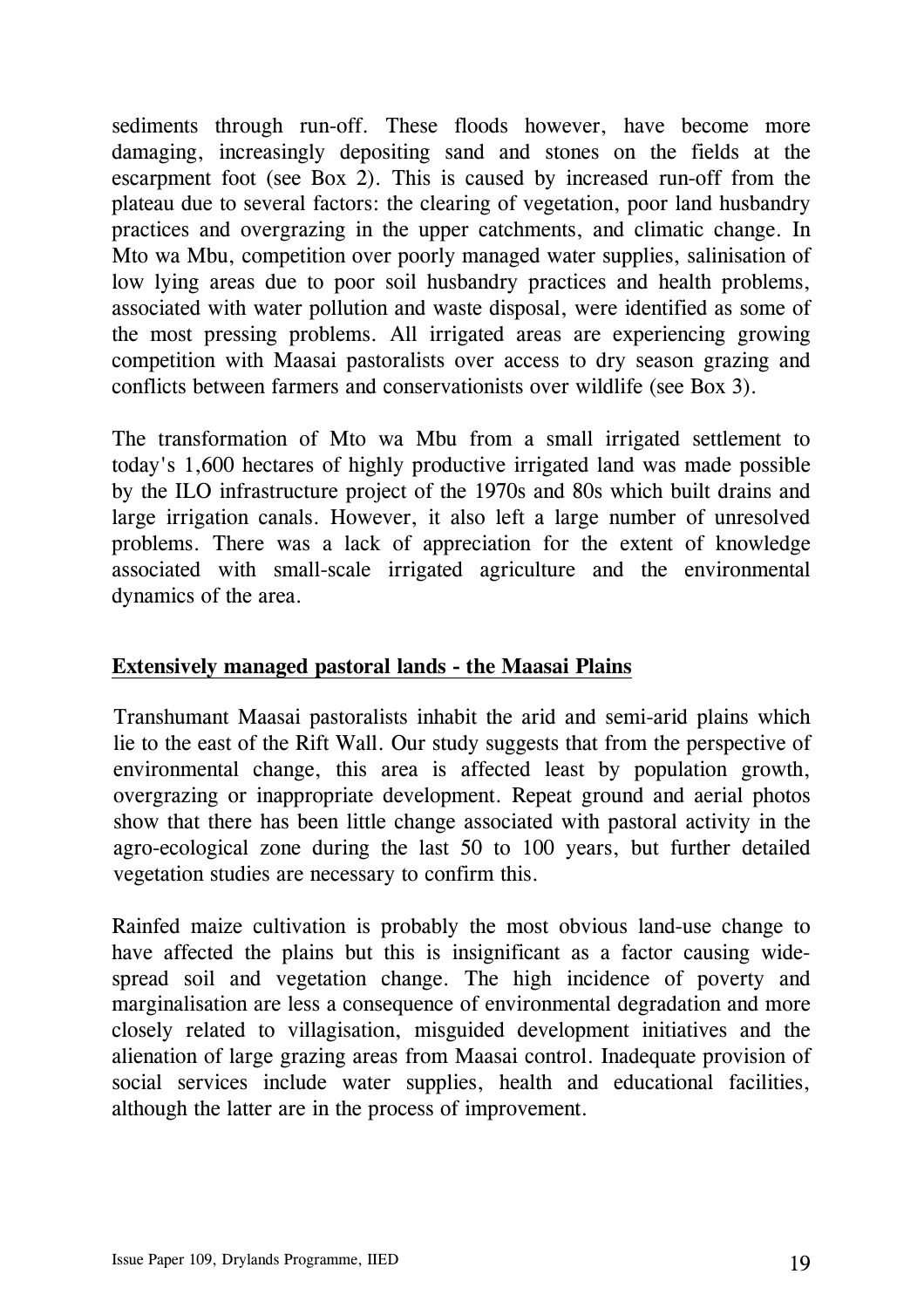sediments through run-off. These floods however, have become more damaging, increasingly depositing sand and stones on the fields at the escarpment foot (see Box 2). This is caused by increased run-off from the plateau due to several factors: the clearing of vegetation, poor land husbandry practices and overgrazing in the upper catchments, and climatic change. In Mto wa Mbu, competition over poorly managed water supplies, salinisation of low lying areas due to poor soil husbandry practices and health problems, associated with water pollution and waste disposal, were identified as some of the most pressing problems. All irrigated areas are experiencing growing competition with Maasai pastoralists over access to dry season grazing and conflicts between farmers and conservationists over wildlife (see Box 3).

The transformation of Mto wa Mbu from a small irrigated settlement to today's 1,600 hectares of highly productive irrigated land was made possible by the ILO infrastructure project of the 1970s and 80s which built drains and large irrigation canals. However, it also left a large number of unresolved problems. There was a lack of appreciation for the extent of knowledge associated with small-scale irrigated agriculture and the environmental dynamics of the area.

## **Extensively managed pastoral lands - the Maasai Plains**

Transhumant Maasai pastoralists inhabit the arid and semi-arid plains which lie to the east of the Rift Wall. Our study suggests that from the perspective of environmental change, this area is affected least by population growth, overgrazing or inappropriate development. Repeat ground and aerial photos show that there has been little change associated with pastoral activity in the agro-ecological zone during the last 50 to 100 years, but further detailed vegetation studies are necessary to confirm this.

Rainfed maize cultivation is probably the most obvious land-use change to have affected the plains but this is insignificant as a factor causing wide-spread soil and vegetation change. The high incidence of poverty and marginalisation are less a consequence of environmental degradation and more closely related to villagisation, misguided development initiatives and the alienation of large grazing areas from Maasai control. Inadequate provision of social services include water supplies, health and educational facilities, although the latter are in the process of improvement.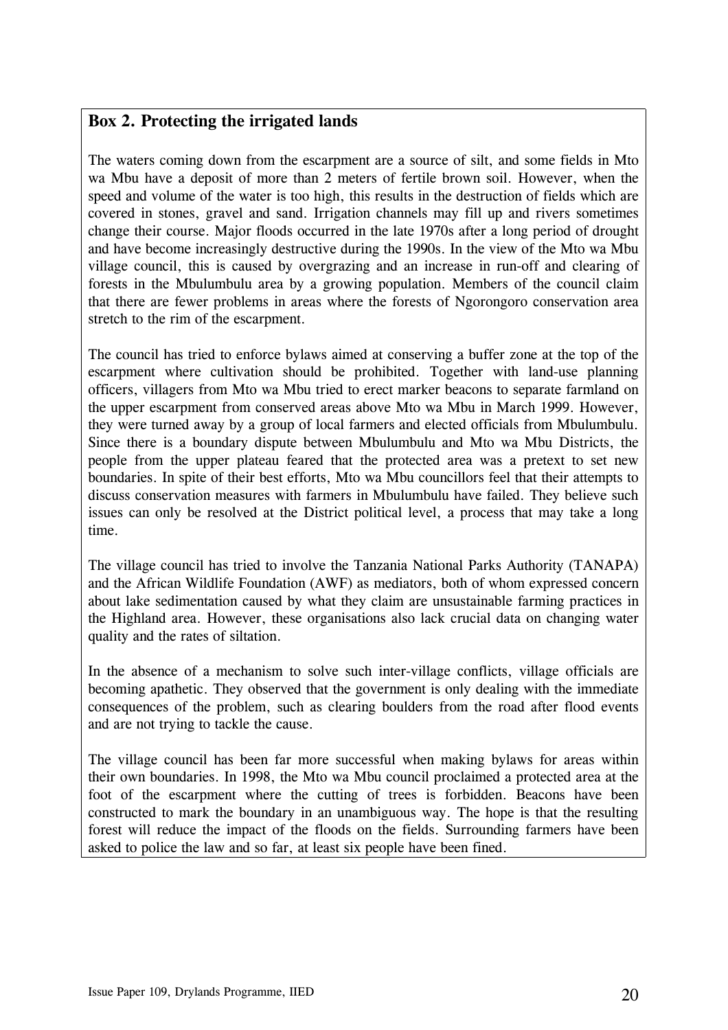## Box 2. Protecting the irrigated lands

The waters coming down from the escarpment are a source of silt, and some fields in Mto wa Mbu have a deposit of more than 2 meters of fertile brown soil. However, when the speed and volume of the water is too high, this results in the destruction of fields which are covered in stones, gravel and sand. Irrigation channels may fill up and rivers sometimes change their course. Major floods occurred in the late 1970s after a long period of drought and have become increasingly destructive during the 1990s. In the view of the Mto wa Mbu village council, this is caused by overgrazing and an increase in run-off and clearing of forests in the Mbulumbulu area by a growing population. Members of the council claim that there are fewer problems in areas where the forests of Ngorongoro conservation area stretch to the rim of the escarpment.

The council has tried to enforce bylaws aimed at conserving a buffer zone at the top of the escarpment where cultivation should be prohibited. Together with land-use planning officers, villagers from Mto wa Mbu tried to erect marker beacons to separate farmland on the upper escarpment from conserved areas above Mto wa Mbu in March 1999. However, they were turned away by a group of local farmers and elected officials from Mbulumbulu. Since there is a boundary dispute between Mbulumbulu and Mto wa Mbu Districts, the people from the upper plateau feared that the protected area was a pretext to set new boundaries. In spite of their best efforts, Mto wa Mbu councillors feel that their attempts to discuss conservation measures with farmers in Mbulumbulu have failed. They believe such issues can only be resolved at the District political level, a process that may take a long time.

The village council has tried to involve the Tanzania National Parks Authority (TANAPA) and the African Wildlife Foundation (AWF) as mediators, both of whom expressed concern about lake sedimentation caused by what they claim are unsustainable farming practices in the Highland area. However, these organisations also lack crucial data on changing water quality and the rates of siltation.

In the absence of a mechanism to solve such inter-village conflicts, village officials are becoming apathetic. They observed that the government is only dealing with the immediate consequences of the problem, such as clearing boulders from the road after flood events and are not trying to tackle the cause.

The village council has been far more successful when making bylaws for areas within their own boundaries. In 1998, the Mto wa Mbu council proclaimed a protected area at the foot of the escarpment where the cutting of trees is forbidden. Beacons have been constructed to mark the boundary in an unambiguous way. The hope is that the resulting forest will reduce the impact of the floods on the fields. Surrounding farmers have been asked to police the law and so far, at least six people have been fined.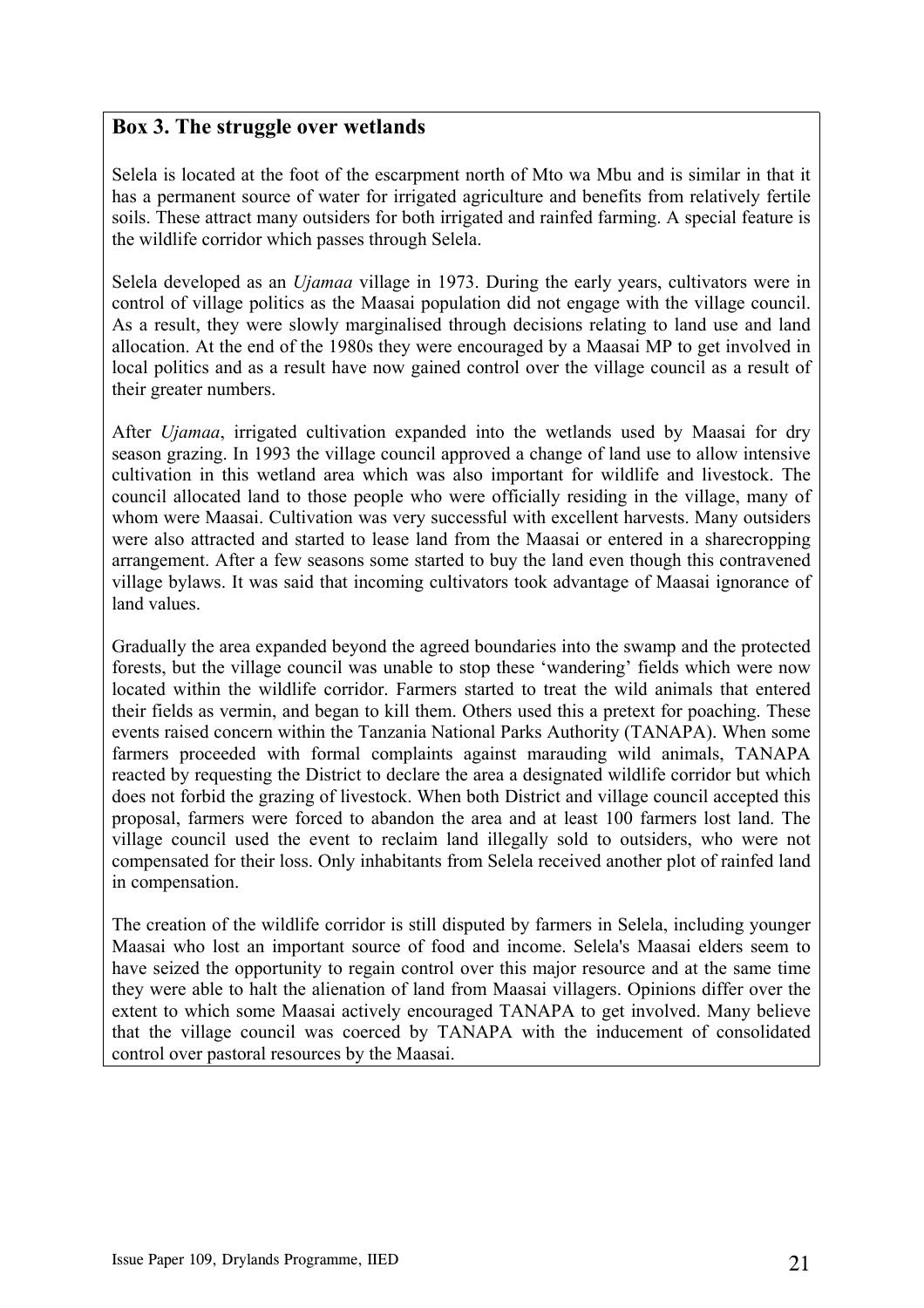## Box 3. The struggle over wetlands

Selela is located at the foot of the escarpment north of Mto wa Mbu and is similar in that it has a permanent source of water for irrigated agriculture and benefits from relatively fertile soils. These attract many outsiders for both irrigated and rainfed farming. A special feature is the wildlife corridor which passes through Selela.

Selela developed as an *Ujamaa* village in 1973. During the early years, cultivators were in control of village politics as the Maasai population did not engage with the village council. As a result, they were slowly marginalised through decisions relating to land use and land allocation. At the end of the 1980s they were encouraged by a Maasai MP to get involved in local politics and as a result have now gained control over the village council as a result of their greater numbers.

After *Ujamaa*, irrigated cultivation expanded into the wetlands used by Maasai for dry season grazing. In 1993 the village council approved a change of land use to allow intensive cultivation in this wetland area which was also important for wildlife and livestock. The council allocated land to those people who were officially residing in the village, many of whom were Maasai. Cultivation was very successful with excellent harvests. Many outsiders were also attracted and started to lease land from the Maasai or entered in a sharecropping arrangement. After a few seasons some started to buy the land even though this contravened village bylaws. It was said that incoming cultivators took advantage of Maasai ignorance of land values.

Gradually the area expanded beyond the agreed boundaries into the swamp and the protected forests, but the village council was unable to stop these 'wandering' fields which were now located within the wildlife corridor. Farmers started to treat the wild animals that entered their fields as vermin, and began to kill them. Others used this a pretext for poaching. These events raised concern within the Tanzania National Parks Authority (TANAPA). When some farmers proceeded with formal complaints against marauding wild animals, TANAPA reacted by requesting the District to declare the area a designated wildlife corridor but which does not forbid the grazing of livestock. When both District and village council accepted this proposal, farmers were forced to abandon the area and at least 100 farmers lost land. The village council used the event to reclaim land illegally sold to outsiders, who were not compensated for their loss. Only inhabitants from Selela received another plot of rainfed land in compensation.

The creation of the wildlife corridor is still disputed by farmers in Selela, including younger Maasai who lost an important source of food and income. Selela's Maasai elders seem to have seized the opportunity to regain control over this major resource and at the same time they were able to halt the alienation of land from Maasai villagers. Opinions differ over the extent to which some Maasai actively encouraged TANAPA to get involved. Many believe that the village council was coerced by TANAPA with the inducement of consolidated control over pastoral resources by the Maasai.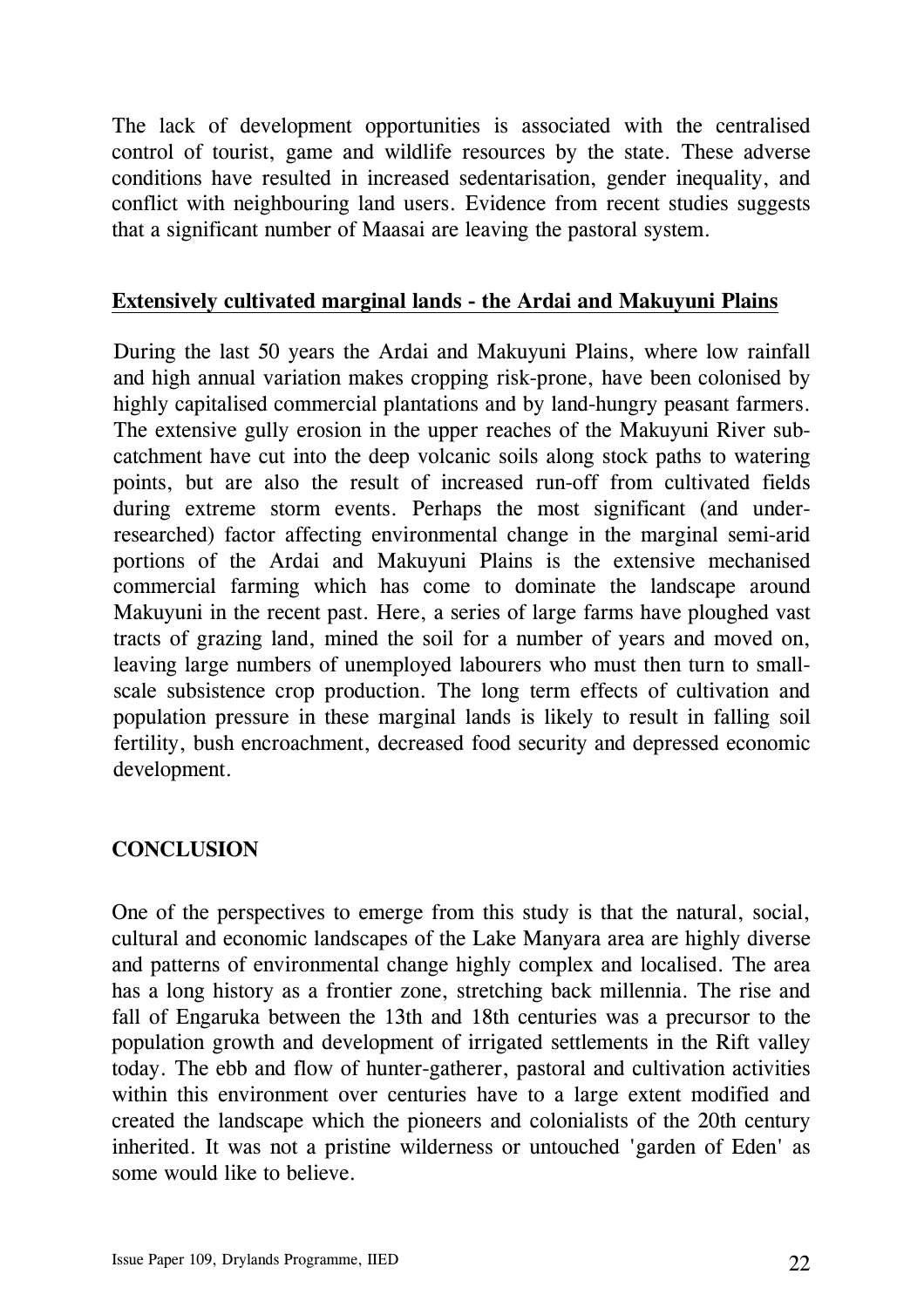The lack of development opportunities is associated with the centralised control of tourist, game and wildlife resources by the state. These adverse conditions have resulted in increased sedentarisation, gender inequality, and conflict with neighbouring land users. Evidence from recent studies suggests that a significant number of Maasai are leaving the pastoral system.

**Extensively cultivated marginal lands - the Ardai and Makuyuni Plains**

During the last 50 years the Ardai and Makuyuni Plains, where low rainfall and high annual variation makes cropping risk-prone, have been colonised by highly capitalised commercial plantations and by land-hungry peasant farmers. The extensive gully erosion in the upper reaches of the Makuyuni River sub-catchment have cut into the deep volcanic soils along stock paths to watering points, but are also the result of increased run-off from cultivated fields during extreme storm events. Perhaps the most significant (and under-researched) factor affecting environmental change in the marginal semi-arid portions of the Ardai and Makuyuni Plains is the extensive mechanised commercial farming which has come to dominate the landscape around Makuyuni in the recent past. Here, a series of large farms have ploughed vast tracts of grazing land, mined the soil for a number of years and moved on, leaving large numbers of unemployed labourers who must then turn to small-scale subsistence crop production. The long term effects of cultivation and population pressure in these marginal lands is likely to result in falling soil fertility, bush encroachment, decreased food security and depressed economic development.

## CONCLUSION

One of the perspectives to emerge from this study is that the natural, social, cultural and economic landscapes of the Lake Manyara area are highly diverse and patterns of environmental change highly complex and localised. The area has a long history as a frontier zone, stretching back millennia. The rise and fall of Engaruka between the 13th and 18th centuries was a precursor to the population growth and development of irrigated settlements in the Rift valley today. The ebb and flow of hunter-gatherer, pastoral and cultivation activities within this environment over centuries have to a large extent modified and created the landscape which the pioneers and colonialists of the 20th century inherited. It was not a pristine wilderness or untouched 'garden of Eden' as some would like to believe.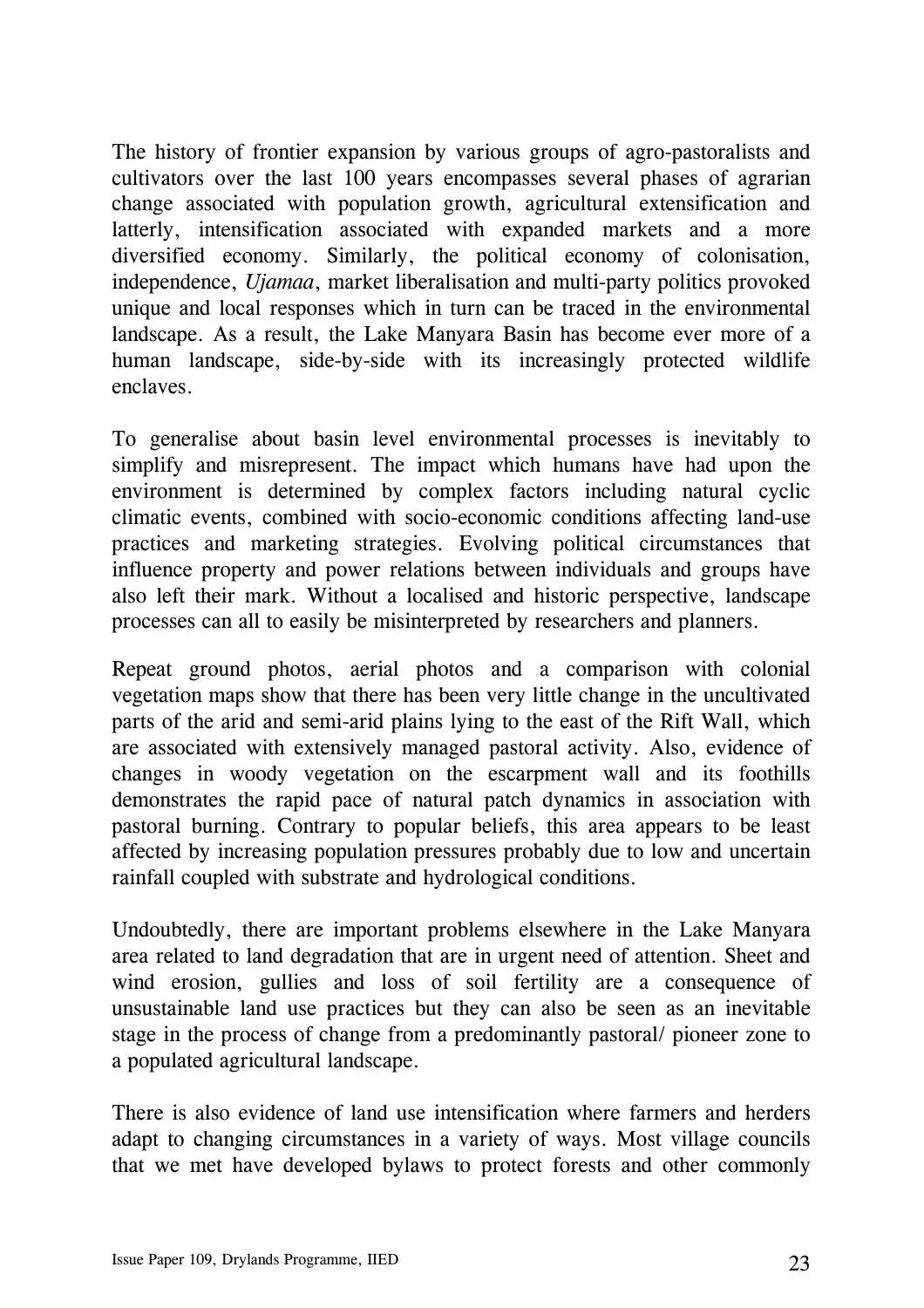The history of frontier expansion by various groups of agro-pastoralists and cultivators over the last 100 years encompasses several phases of agrarian change associated with population growth, agricultural extensification and latterly, intensification associated with expanded markets and a more diversified economy. Similarly, the political economy of colonisation, independence, *Ujamaa*, market liberalisation and multi-party politics provoked unique and local responses which in turn can be traced in the environmental landscape. As a result, the Lake Manyara Basin has become ever more of a human landscape, side-by-side with its increasingly protected wildlife enclaves.

To generalise about basin level environmental processes is inevitably to simplify and misrepresent. The impact which humans have had upon the environment is determined by complex factors including natural cyclic climatic events, combined with socio-economic conditions affecting land-use practices and marketing strategies. Evolving political circumstances that influence property and power relations between individuals and groups have also left their mark. Without a localised and historic perspective, landscape processes can all to easily be misinterpreted by researchers and planners.

Repeat ground photos, aerial photos and a comparison with colonial vegetation maps show that there has been very little change in the uncultivated parts of the arid and semi-arid plains lying to the east of the Rift Wall, which are associated with extensively managed pastoral activity. Also, evidence of changes in woody vegetation on the escarpment wall and its foothills demonstrates the rapid pace of natural patch dynamics in association with pastoral burning. Contrary to popular beliefs, this area appears to be least affected by increasing population pressures probably due to low and uncertain rainfall coupled with substrate and hydrological conditions.

Undoubtedly, there are important problems elsewhere in the Lake Manyara area related to land degradation that are in urgent need of attention. Sheet and wind erosion, gullies and loss of soil fertility are a consequence of unsustainable land use practices but they can also be seen as an inevitable stage in the process of change from a predominantly pastoral/ pioneer zone to a populated agricultural landscape.

There is also evidence of land use intensification where farmers and herders adapt to changing circumstances in a variety of ways. Most village councils that we met have developed bylaws to protect forests and other commonly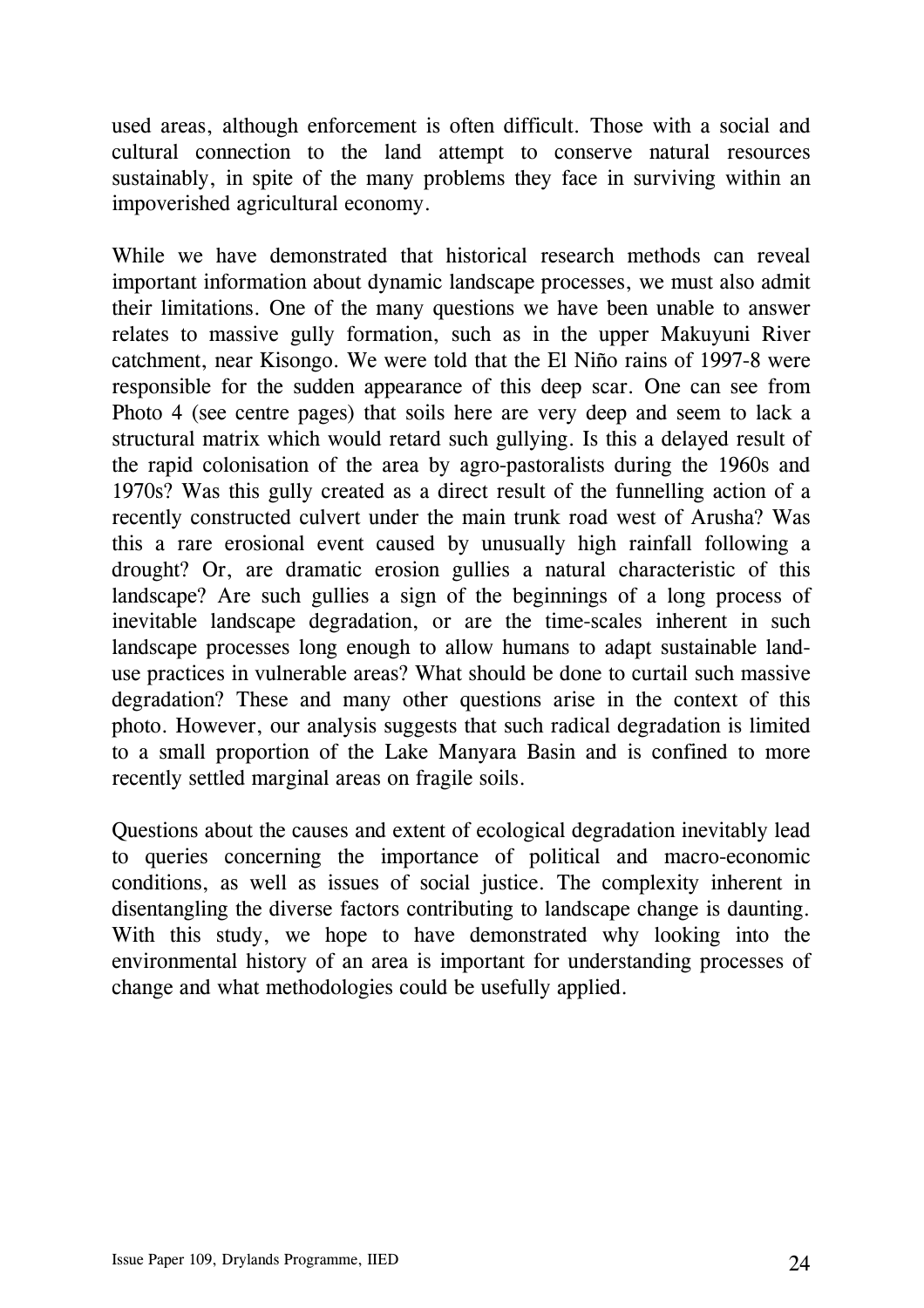used areas, although enforcement is often difficult. Those with a social and cultural connection to the land attempt to conserve natural resources sustainably, in spite of the many problems they face in surviving within an impoverished agricultural economy.

While we have demonstrated that historical research methods can reveal important information about dynamic landscape processes, we must also admit their limitations. One of the many questions we have been unable to answer relates to massive gully formation, such as in the upper Makuyuni River catchment, near Kisongo. We were told that the El Niño rains of 1997-8 were responsible for the sudden appearance of this deep scar. One can see from Photo 4 (see centre pages) that soils here are very deep and seem to lack a structural matrix which would retard such gullying. Is this a delayed result of the rapid colonisation of the area by agro-pastoralists during the 1960s and 1970s? Was this gully created as a direct result of the funnelling action of a recently constructed culvert under the main trunk road west of Arusha? Was this a rare erosional event caused by unusually high rainfall following a drought? Or, are dramatic erosion gullies a natural characteristic of this landscape? Are such gullies a sign of the beginnings of a long process of inevitable landscape degradation, or are the time-scales inherent in such landscape processes long enough to allow humans to adapt sustainable land-use practices in vulnerable areas? What should be done to curtail such massive degradation? These and many other questions arise in the context of this photo. However, our analysis suggests that such radical degradation is limited to a small proportion of the Lake Manyara Basin and is confined to more recently settled marginal areas on fragile soils.

Questions about the causes and extent of ecological degradation inevitably lead to queries concerning the importance of political and macro-economic conditions, as well as issues of social justice. The complexity inherent in disentangling the diverse factors contributing to landscape change is daunting. With this study, we hope to have demonstrated why looking into the environmental history of an area is important for understanding processes of change and what methodologies could be usefully applied.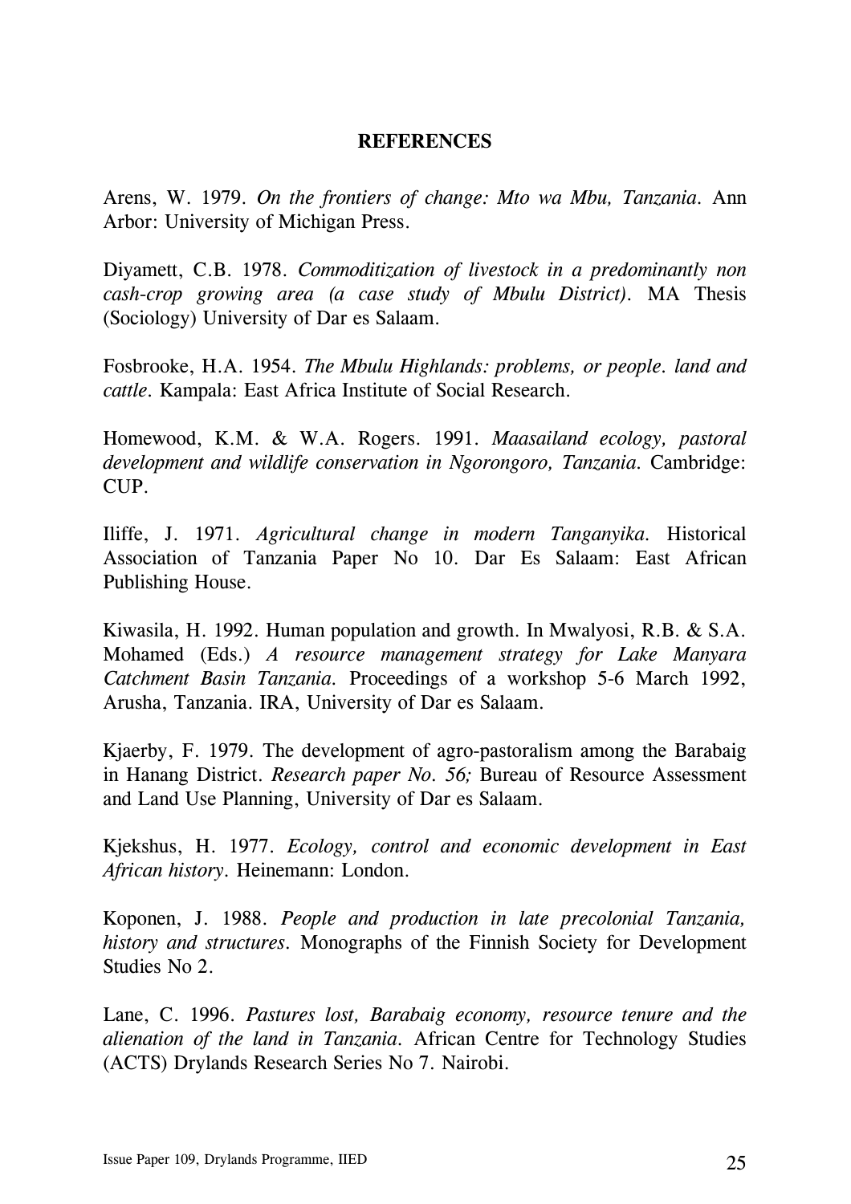## REFERENCES

Arens, W. 1979. *On the frontiers of change: Mto wa Mbu, Tanzania.* Ann Arbor: University of Michigan Press.

Diyamett, C.B. 1978. *Commoditization of livestock in a predominantly non cash-crop growing area (a case study of Mbulu District).* MA Thesis (Sociology) University of Dar es Salaam.

Fosbrooke, H.A. 1954. *The Mbulu Highlands: problems, or people. land and cattle.* Kampala: East Africa Institute of Social Research.

Homewood, K.M. & W.A. Rogers. 1991. *Maasailand ecology, pastoral development and wildlife conservation in Ngorongoro, Tanzania.* Cambridge: CUP.

Iliffe, J. 1971. *Agricultural change in modern Tanganyika.* Historical Association of Tanzania Paper No 10. Dar Es Salaam: East African Publishing House.

Kiwasila, H. 1992. Human population and growth. In Mwalyosi, R.B. & S.A. Mohamed (Eds.) *A resource management strategy for Lake Manyara Catchment Basin Tanzania.* Proceedings of a workshop 5-6 March 1992, Arusha, Tanzania. IRA, University of Dar es Salaam.

Kjaerby, F. 1979. The development of agro-pastoralism among the Barabaig in Hanang District. *Research paper No. 56;* Bureau of Resource Assessment and Land Use Planning, University of Dar es Salaam.

Kjekshus, H. 1977. *Ecology, control and economic development in East African history.* Heinemann: London.

Koponen, J. 1988. *People and production in late precolonial Tanzania, history and structures.* Monographs of the Finnish Society for Development Studies No 2.

Lane, C. 1996. *Pastures lost, Barabaig economy, resource tenure and the alienation of the land in Tanzania.* African Centre for Technology Studies (ACTS) Drylands Research Series No 7. Nairobi.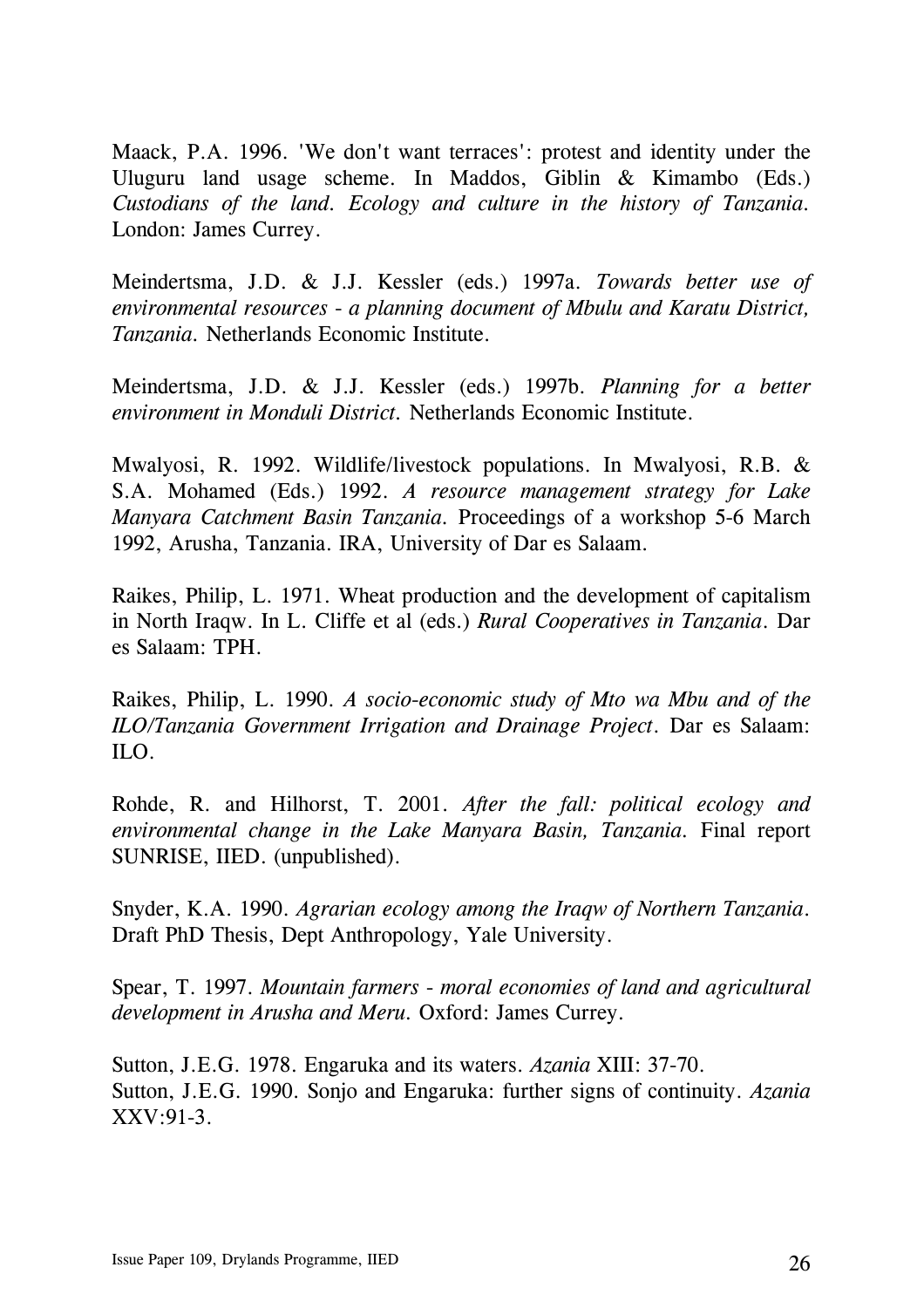Maack, P.A. 1996. 'We don't want terraces': protest and identity under the Uluguru land usage scheme. In Maddos, Giblin & Kimambo (Eds.) *Custodians of the land. Ecology and culture in the history of Tanzania.* London: James Currey.

Meindertsma, J.D. & J.J. Kessler (eds.) 1997a. *Towards better use of environmental resources - a planning document of Mbulu and Karatu District, Tanzania.* Netherlands Economic Institute.

Meindertsma, J.D. & J.J. Kessler (eds.) 1997b. *Planning for a better environment in Monduli District.* Netherlands Economic Institute.

Mwalyosi, R. 1992. Wildlife/livestock populations. In Mwalyosi, R.B. & S.A. Mohamed (Eds.) 1992. *A resource management strategy for Lake Manyara Catchment Basin Tanzania.* Proceedings of a workshop 5-6 March 1992, Arusha, Tanzania. IRA, University of Dar es Salaam.

Raikes, Philip, L. 1971. Wheat production and the development of capitalism in North Iraqw. In L. Cliffe et al (eds.) *Rural Cooperatives in Tanzania.* Dar es Salaam: TPH.

Raikes, Philip, L. 1990. *A socio-economic study of Mto wa Mbu and of the ILO/Tanzania Government Irrigation and Drainage Project.* Dar es Salaam: ILO.

Rohde, R. and Hilhorst, T. 2001. *After the fall: political ecology and environmental change in the Lake Manyara Basin, Tanzania.* Final report SUNRISE, IIED. (unpublished).

Snyder, K.A. 1990. *Agrarian ecology among the Iraqw of Northern Tanzania.* Draft PhD Thesis, Dept Anthropology, Yale University.

Spear, T. 1997. *Mountain farmers - moral economies of land and agricultural development in Arusha and Meru.* Oxford: James Currey.

Sutton, J.E.G. 1978. Engaruka and its waters. *Azania* XIII: 37-70.

Sutton, J.E.G. 1990. Sonjo and Engaruka: further signs of continuity. *Azania* XXV:91-3.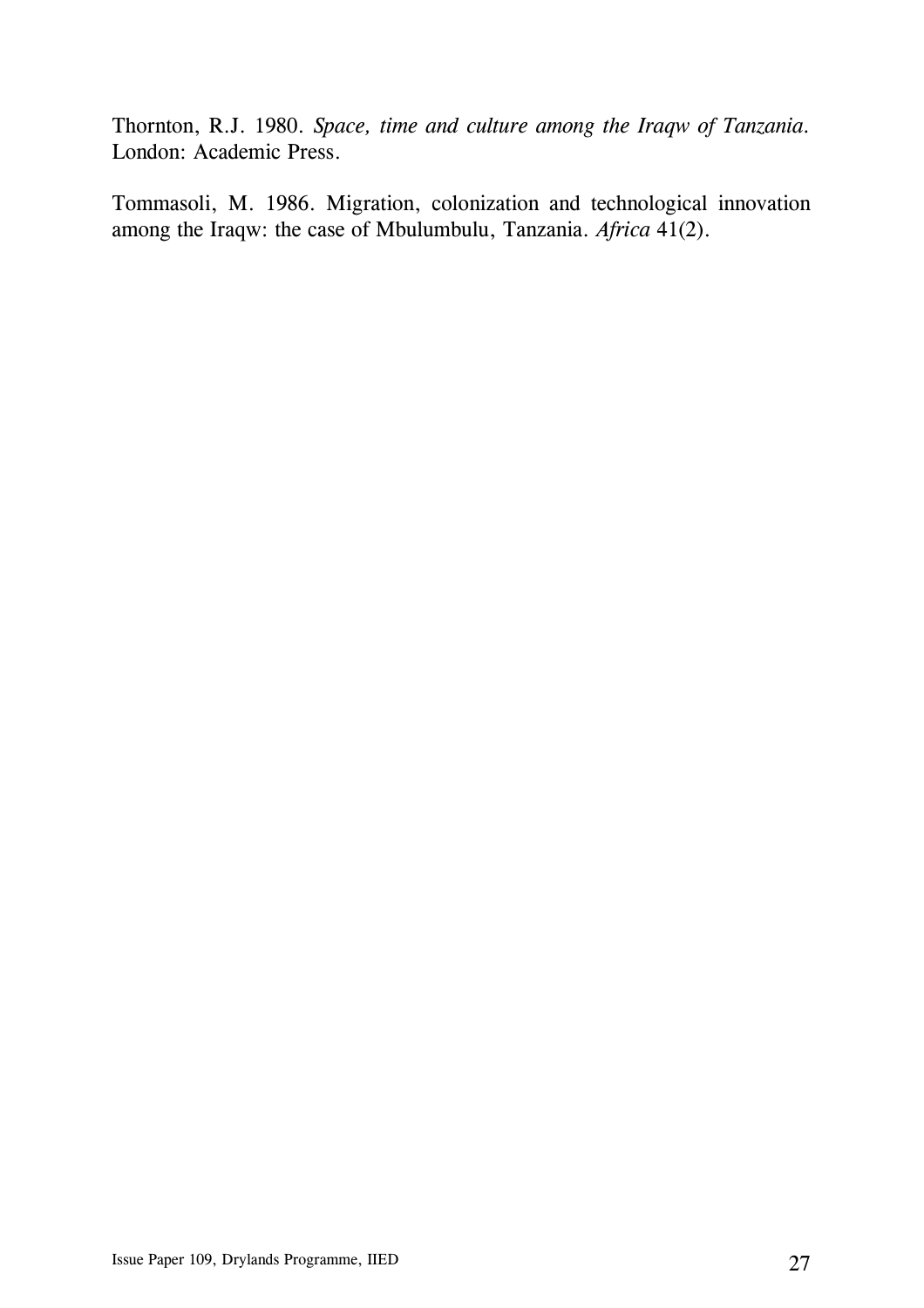Thornton, R.J. 1980. *Space, time and culture among the Iraqw of Tanzania.* London: Academic Press.

Tommasoli, M. 1986. Migration, colonization and technological innovation among the Iraqw: the case of Mbulumbulu, Tanzania. *Africa* 41(2).